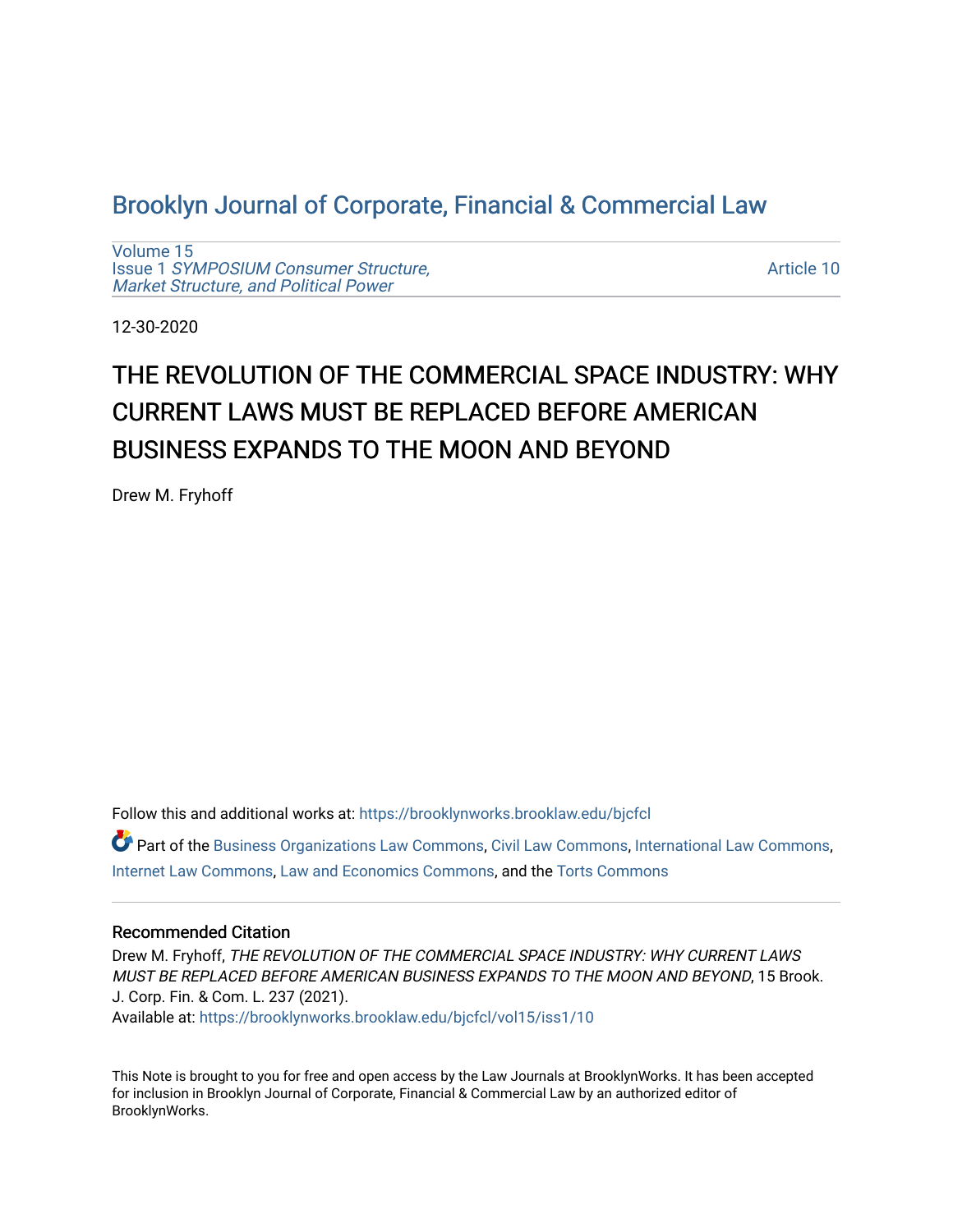# Brooklyn Journal of Corporate, Financial & Commercial Law

Volume 15
Issue 1 *SYMPOSIUM Consumer Structure, Market Structure, and Political Power*

Article 10

12-30-2020

# THE REVOLUTION OF THE COMMERCIAL SPACE INDUSTRY: WHY CURRENT LAWS MUST BE REPLACED BEFORE AMERICAN BUSINESS EXPANDS TO THE MOON AND BEYOND

Drew M. Fryhoff

Follow this and additional works at: https://brooklynworks.brooklaw.edu/bjcfcl

Part of the Business Organizations Law Commons, Civil Law Commons, International Law Commons, Internet Law Commons, Law and Economics Commons, and the Torts Commons

### Recommended Citation

Drew M. Fryhoff, *THE REVOLUTION OF THE COMMERCIAL SPACE INDUSTRY: WHY CURRENT LAWS MUST BE REPLACED BEFORE AMERICAN BUSINESS EXPANDS TO THE MOON AND BEYOND*, 15 Brook. J. Corp. Fin. & Com. L. 237 (2021).
Available at: https://brooklynworks.brooklaw.edu/bjcfcl/vol15/iss1/10

This Note is brought to you for free and open access by the Law Journals at BrooklynWorks. It has been accepted for inclusion in Brooklyn Journal of Corporate, Financial & Commercial Law by an authorized editor of BrooklynWorks.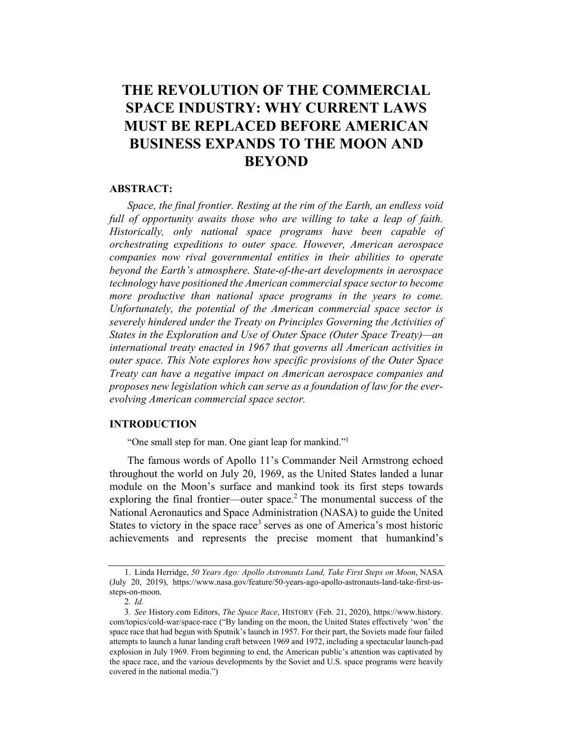# THE REVOLUTION OF THE COMMERCIAL SPACE INDUSTRY: WHY CURRENT LAWS MUST BE REPLACED BEFORE AMERICAN BUSINESS EXPANDS TO THE MOON AND BEYOND

## ABSTRACT:

*Space, the final frontier. Resting at the rim of the Earth, an endless void full of opportunity awaits those who are willing to take a leap of faith. Historically, only national space programs have been capable of orchestrating expeditions to outer space. However, American aerospace companies now rival governmental entities in their abilities to operate beyond the Earth's atmosphere. State-of-the-art developments in aerospace technology have positioned the American commercial space sector to become more productive than national space programs in the years to come. Unfortunately, the potential of the American commercial space sector is severely hindered under the Treaty on Principles Governing the Activities of States in the Exploration and Use of Outer Space (Outer Space Treaty)—an international treaty enacted in 1967 that governs all American activities in outer space. This Note explores how specific provisions of the Outer Space Treaty can have a negative impact on American aerospace companies and proposes new legislation which can serve as a foundation of law for the ever-evolving American commercial space sector.*

## INTRODUCTION

"One small step for man. One giant leap for mankind."[1]

The famous words of Apollo 11's Commander Neil Armstrong echoed throughout the world on July 20, 1969, as the United States landed a lunar module on the Moon's surface and mankind took its first steps towards exploring the final frontier—outer space.[2] The monumental success of the National Aeronautics and Space Administration (NASA) to guide the United States to victory in the space race[3] serves as one of America's most historic achievements and represents the precise moment that humankind's

---

1. Linda Herridge, *50 Years Ago: Apollo Astronauts Land, Take First Steps on Moon*, NASA (July 20, 2019), https://www.nasa.gov/feature/50-years-ago-apollo-astronauts-land-take-first-us-steps-on-moon.

2. *Id.*

3. *See* History.com Editors, *The Space Race*, HISTORY (Feb. 21, 2020), https://www.history.com/topics/cold-war/space-race ("By landing on the moon, the United States effectively 'won' the space race that had begun with Sputnik's launch in 1957. For their part, the Soviets made four failed attempts to launch a lunar landing craft between 1969 and 1972, including a spectacular launch-pad explosion in July 1969. From beginning to end, the American public's attention was captivated by the space race, and the various developments by the Soviet and U.S. space programs were heavily covered in the national media.")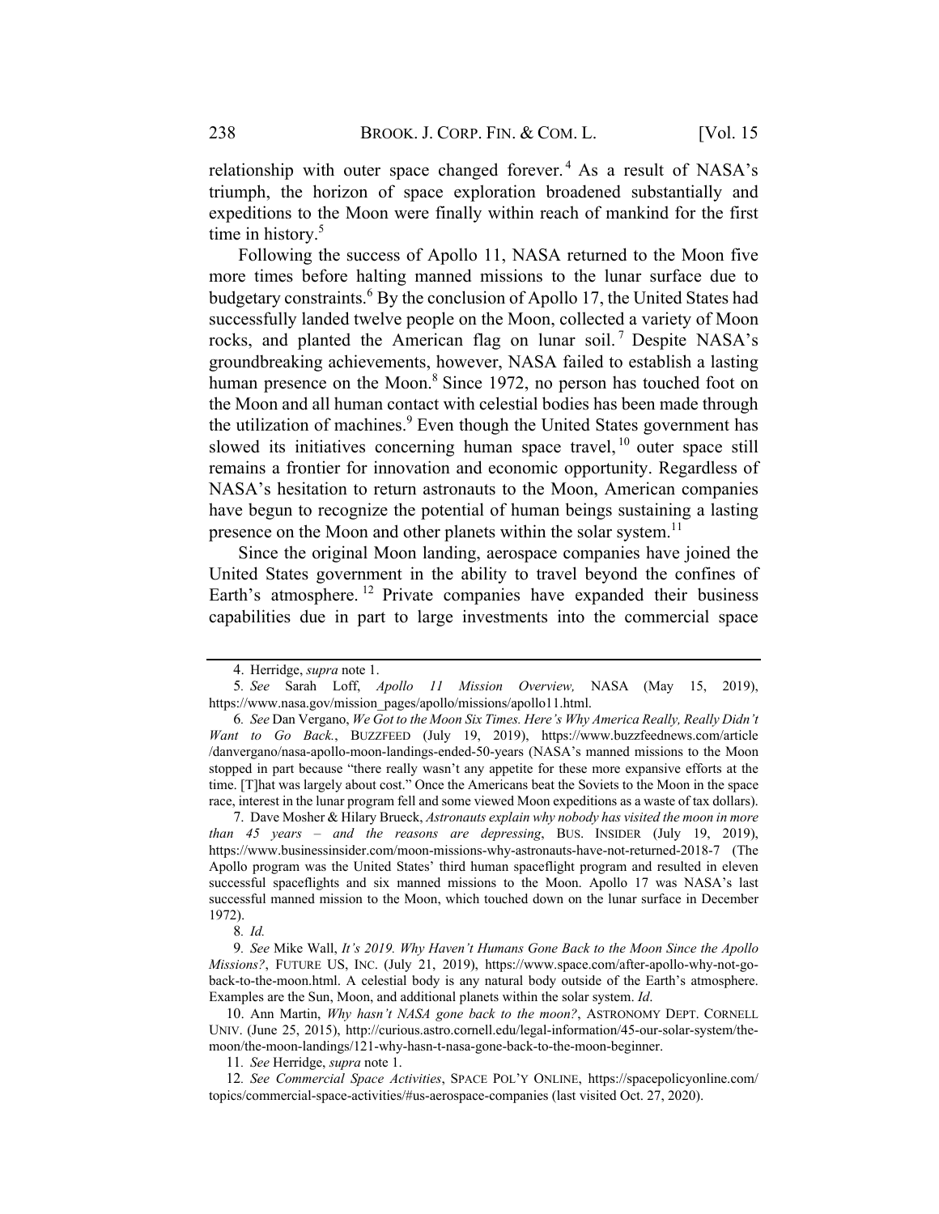relationship with outer space changed forever.[4] As a result of NASA's triumph, the horizon of space exploration broadened substantially and expeditions to the Moon were finally within reach of mankind for the first time in history.[5]

Following the success of Apollo 11, NASA returned to the Moon five more times before halting manned missions to the lunar surface due to budgetary constraints.[6] By the conclusion of Apollo 17, the United States had successfully landed twelve people on the Moon, collected a variety of Moon rocks, and planted the American flag on lunar soil.[7] Despite NASA's groundbreaking achievements, however, NASA failed to establish a lasting human presence on the Moon.[8] Since 1972, no person has touched foot on the Moon and all human contact with celestial bodies has been made through the utilization of machines.[9] Even though the United States government has slowed its initiatives concerning human space travel,[10] outer space still remains a frontier for innovation and economic opportunity. Regardless of NASA's hesitation to return astronauts to the Moon, American companies have begun to recognize the potential of human beings sustaining a lasting presence on the Moon and other planets within the solar system.[11]

Since the original Moon landing, aerospace companies have joined the United States government in the ability to travel beyond the confines of Earth's atmosphere.[12] Private companies have expanded their business capabilities due in part to large investments into the commercial space

---

4. Herridge, *supra* note 1.

5. *See* Sarah Loff, *Apollo 11 Mission Overview,* NASA (May 15, 2019), https://www.nasa.gov/mission_pages/apollo/missions/apollo11.html.

6. *See* Dan Vergano, *We Got to the Moon Six Times. Here's Why America Really, Really Didn't Want to Go Back.*, BUZZFEED (July 19, 2019), https://www.buzzfeednews.com/article/danvergano/nasa-apollo-moon-landings-ended-50-years (NASA's manned missions to the Moon stopped in part because "there really wasn't any appetite for these more expansive efforts at the time. [T]hat was largely about cost." Once the Americans beat the Soviets to the Moon in the space race, interest in the lunar program fell and some viewed Moon expeditions as a waste of tax dollars).

7. Dave Mosher & Hilary Brueck, *Astronauts explain why nobody has visited the moon in more than 45 years – and the reasons are depressing*, BUS. INSIDER (July 19, 2019), https://www.businessinsider.com/moon-missions-why-astronauts-have-not-returned-2018-7 (The Apollo program was the United States' third human spaceflight program and resulted in eleven successful spaceflights and six manned missions to the Moon. Apollo 17 was NASA's last successful manned mission to the Moon, which touched down on the lunar surface in December 1972).

8. *Id.*

9. *See* Mike Wall, *It's 2019. Why Haven't Humans Gone Back to the Moon Since the Apollo Missions?*, FUTURE US, INC. (July 21, 2019), https://www.space.com/after-apollo-why-not-go-back-to-the-moon.html. A celestial body is any natural body outside of the Earth's atmosphere. Examples are the Sun, Moon, and additional planets within the solar system. *Id*.

10. Ann Martin, *Why hasn't NASA gone back to the moon?*, ASTRONOMY DEPT. CORNELL UNIV. (June 25, 2015), http://curious.astro.cornell.edu/legal-information/45-our-solar-system/the-moon/the-moon-landings/121-why-hasn-t-nasa-gone-back-to-the-moon-beginner.

11. *See* Herridge, *supra* note 1.

12. *See Commercial Space Activities*, SPACE POL'Y ONLINE, https://spacepolicyonline.com/topics/commercial-space-activities/#us-aerospace-companies (last visited Oct. 27, 2020).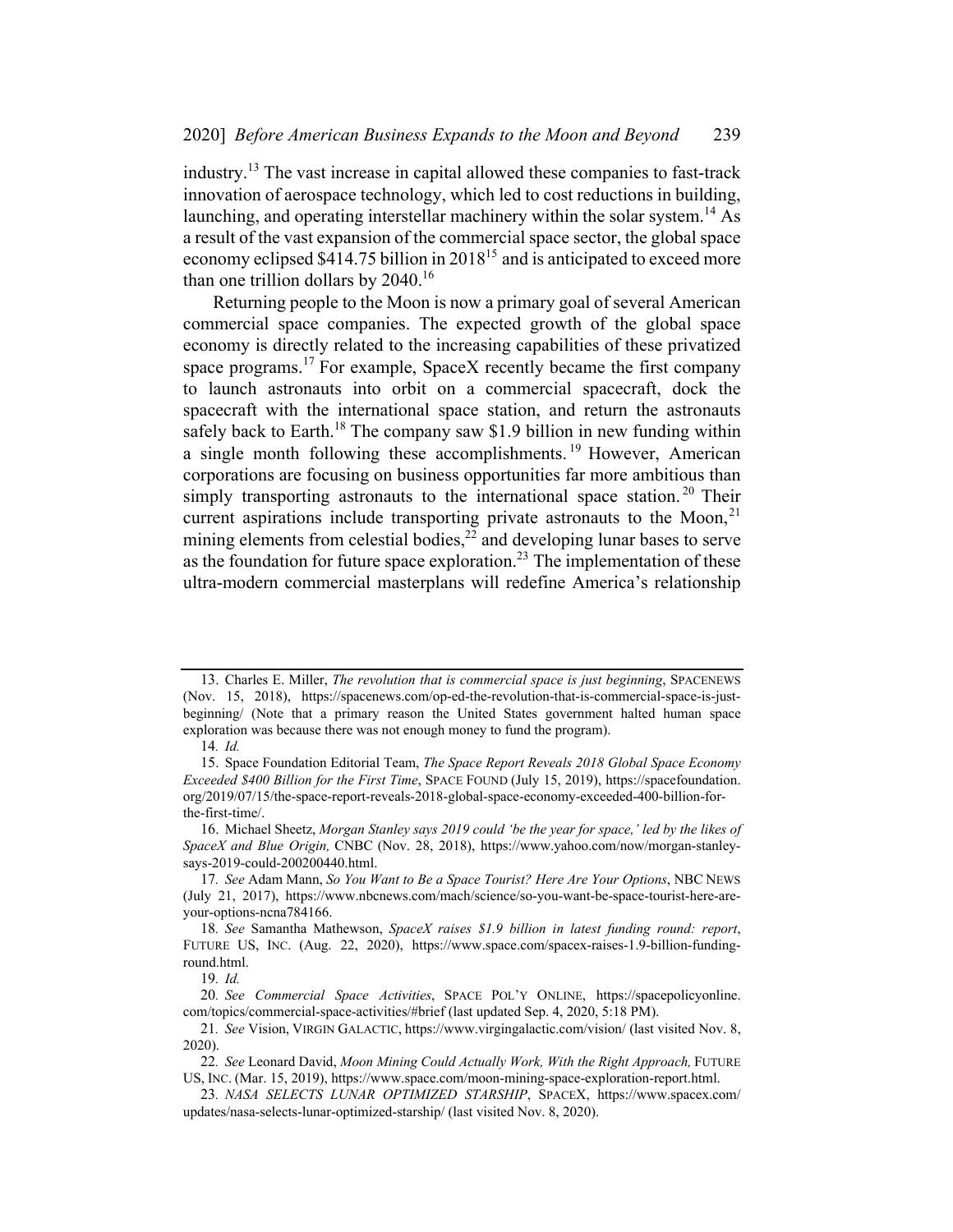industry.[13] The vast increase in capital allowed these companies to fast-track innovation of aerospace technology, which led to cost reductions in building, launching, and operating interstellar machinery within the solar system.[14] As a result of the vast expansion of the commercial space sector, the global space economy eclipsed $414.75 billion in 2018[15] and is anticipated to exceed more than one trillion dollars by 2040.[16]

Returning people to the Moon is now a primary goal of several American commercial space companies. The expected growth of the global space economy is directly related to the increasing capabilities of these privatized space programs.[17] For example, SpaceX recently became the first company to launch astronauts into orbit on a commercial spacecraft, dock the spacecraft with the international space station, and return the astronauts safely back to Earth.[18] The company saw $1.9 billion in new funding within a single month following these accomplishments.[19] However, American corporations are focusing on business opportunities far more ambitious than simply transporting astronauts to the international space station.[20] Their current aspirations include transporting private astronauts to the Moon,[21] mining elements from celestial bodies,[22] and developing lunar bases to serve as the foundation for future space exploration.[23] The implementation of these ultra-modern commercial masterplans will redefine America's relationship

---

13. Charles E. Miller, *The revolution that is commercial space is just beginning*, SPACENEWS (Nov. 15, 2018), https://spacenews.com/op-ed-the-revolution-that-is-commercial-space-is-just-beginning/ (Note that a primary reason the United States government halted human space exploration was because there was not enough money to fund the program).

14. *Id.*

15. Space Foundation Editorial Team, *The Space Report Reveals 2018 Global Space Economy Exceeded $400 Billion for the First Time*, SPACE FOUND (July 15, 2019), https://spacefoundation.org/2019/07/15/the-space-report-reveals-2018-global-space-economy-exceeded-400-billion-for-the-first-time/.

16. Michael Sheetz, *Morgan Stanley says 2019 could 'be the year for space,' led by the likes of SpaceX and Blue Origin,* CNBC (Nov. 28, 2018), https://www.yahoo.com/now/morgan-stanley-says-2019-could-200200440.html.

17. *See* Adam Mann, *So You Want to Be a Space Tourist? Here Are Your Options*, NBC NEWS (July 21, 2017), https://www.nbcnews.com/mach/science/so-you-want-be-space-tourist-here-are-your-options-ncna784166.

18. *See* Samantha Mathewson, *SpaceX raises $1.9 billion in latest funding round: report*, FUTURE US, INC. (Aug. 22, 2020), https://www.space.com/spacex-raises-1.9-billion-funding-round.html.

19. *Id.*

20. *See Commercial Space Activities*, SPACE POL'Y ONLINE, https://spacepolicyonline.com/topics/commercial-space-activities/#brief (last updated Sep. 4, 2020, 5:18 PM).

21. *See* Vision, VIRGIN GALACTIC, https://www.virgingalactic.com/vision/ (last visited Nov. 8, 2020).

22. *See* Leonard David, *Moon Mining Could Actually Work, With the Right Approach,* FUTURE US, INC. (Mar. 15, 2019), https://www.space.com/moon-mining-space-exploration-report.html.

23. *NASA SELECTS LUNAR OPTIMIZED STARSHIP*, SPACEX, https://www.spacex.com/updates/nasa-selects-lunar-optimized-starship/ (last visited Nov. 8, 2020).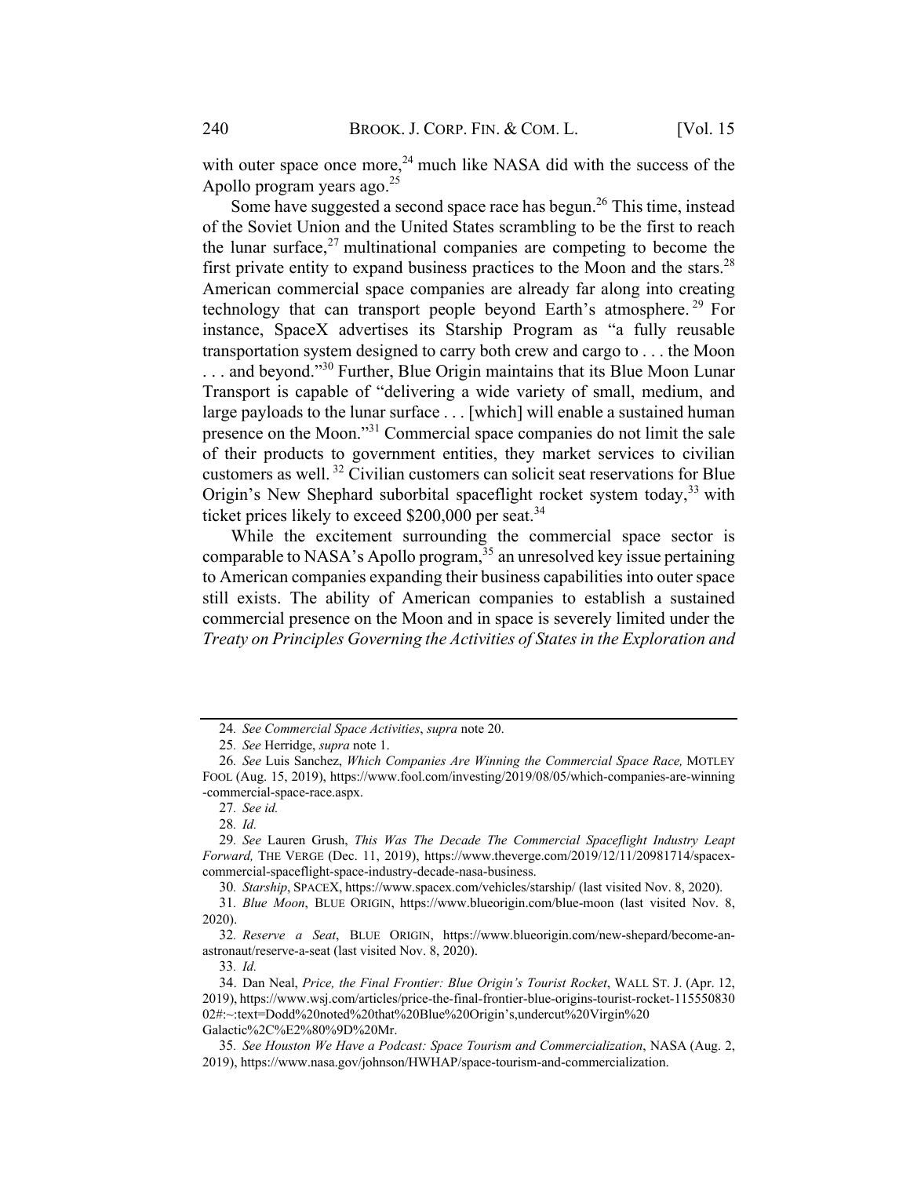with outer space once more,[24] much like NASA did with the success of the Apollo program years ago.[25]

Some have suggested a second space race has begun.[26] This time, instead of the Soviet Union and the United States scrambling to be the first to reach the lunar surface,[27] multinational companies are competing to become the first private entity to expand business practices to the Moon and the stars.[28] American commercial space companies are already far along into creating technology that can transport people beyond Earth's atmosphere.[29] For instance, SpaceX advertises its Starship Program as "a fully reusable transportation system designed to carry both crew and cargo to . . . the Moon . . . and beyond."[30] Further, Blue Origin maintains that its Blue Moon Lunar Transport is capable of "delivering a wide variety of small, medium, and large payloads to the lunar surface . . . [which] will enable a sustained human presence on the Moon."[31] Commercial space companies do not limit the sale of their products to government entities, they market services to civilian customers as well.[32] Civilian customers can solicit seat reservations for Blue Origin's New Shephard suborbital spaceflight rocket system today,[33] with ticket prices likely to exceed $200,000 per seat.[34]

While the excitement surrounding the commercial space sector is comparable to NASA's Apollo program,[35] an unresolved key issue pertaining to American companies expanding their business capabilities into outer space still exists. The ability of American companies to establish a sustained commercial presence on the Moon and in space is severely limited under the *Treaty on Principles Governing the Activities of States in the Exploration and*

---

24. *See Commercial Space Activities*, *supra* note 20.

25. *See* Herridge, *supra* note 1.

26. *See* Luis Sanchez, *Which Companies Are Winning the Commercial Space Race,* MOTLEY FOOL (Aug. 15, 2019), https://www.fool.com/investing/2019/08/05/which-companies-are-winning-commercial-space-race.aspx.

27. *See id.*

28. *Id.*

29. *See* Lauren Grush, *This Was The Decade The Commercial Spaceflight Industry Leapt Forward,* THE VERGE (Dec. 11, 2019), https://www.theverge.com/2019/12/11/20981714/spacex-commercial-spaceflight-space-industry-decade-nasa-business.

30. *Starship*, SPACEX, https://www.spacex.com/vehicles/starship/ (last visited Nov. 8, 2020).

31. *Blue Moon*, BLUE ORIGIN, https://www.blueorigin.com/blue-moon (last visited Nov. 8, 2020).

32. *Reserve a Seat*, BLUE ORIGIN, https://www.blueorigin.com/new-shepard/become-an-astronaut/reserve-a-seat (last visited Nov. 8, 2020).

33. *Id.*

34. Dan Neal, *Price, the Final Frontier: Blue Origin's Tourist Rocket*, WALL ST. J. (Apr. 12, 2019), https://www.wsj.com/articles/price-the-final-frontier-blue-origins-tourist-rocket-11555083002#:~:text=Dodd%20noted%20that%20Blue%20Origin's,undercut%20Virgin%20Galactic%2C%E2%80%9D%20Mr.

35. *See Houston We Have a Podcast: Space Tourism and Commercialization*, NASA (Aug. 2, 2019), https://www.nasa.gov/johnson/HWHAP/space-tourism-and-commercialization.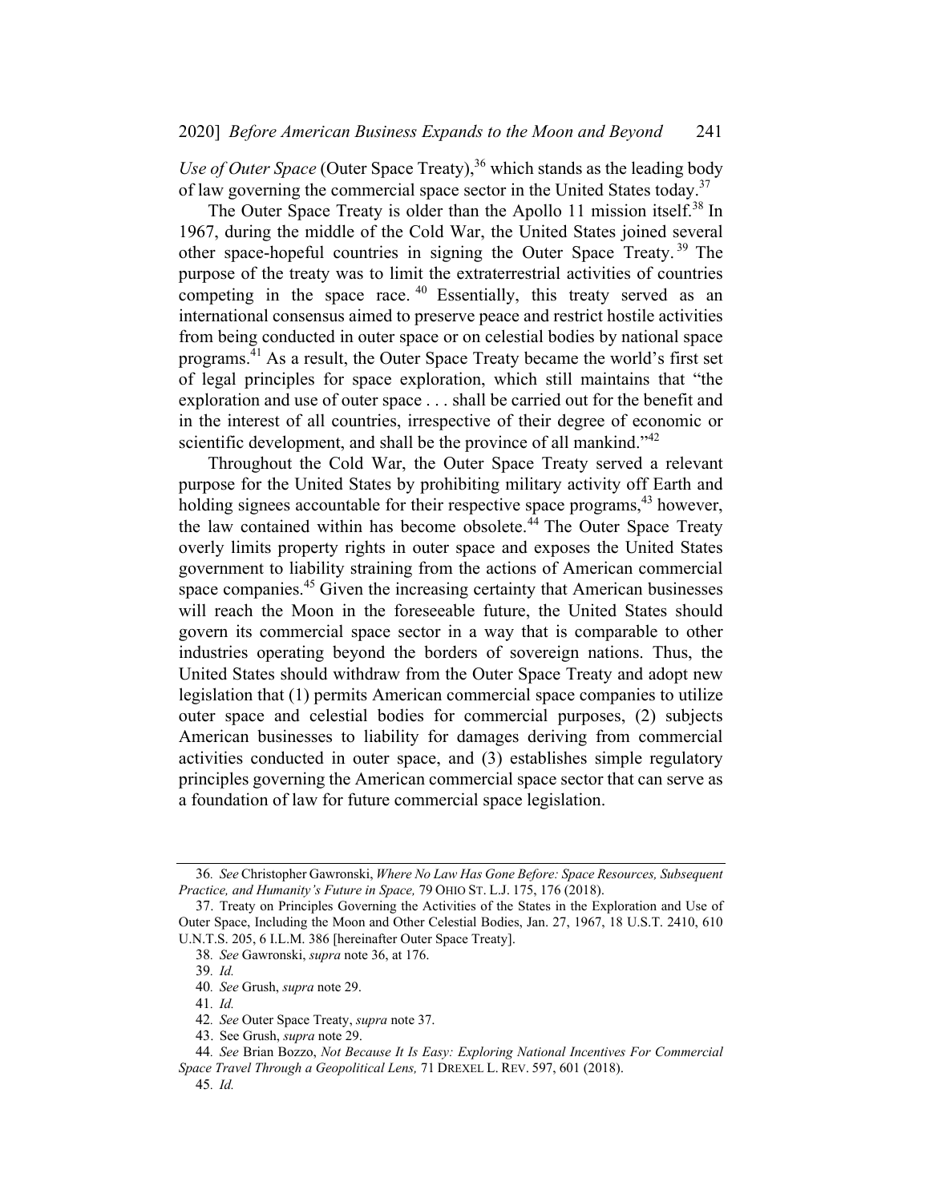*Use of Outer Space* (Outer Space Treaty),[36] which stands as the leading body of law governing the commercial space sector in the United States today.[37]

The Outer Space Treaty is older than the Apollo 11 mission itself.[38] In 1967, during the middle of the Cold War, the United States joined several other space-hopeful countries in signing the Outer Space Treaty.[39] The purpose of the treaty was to limit the extraterrestrial activities of countries competing in the space race.[40] Essentially, this treaty served as an international consensus aimed to preserve peace and restrict hostile activities from being conducted in outer space or on celestial bodies by national space programs.[41] As a result, the Outer Space Treaty became the world's first set of legal principles for space exploration, which still maintains that "the exploration and use of outer space . . . shall be carried out for the benefit and in the interest of all countries, irrespective of their degree of economic or scientific development, and shall be the province of all mankind."[42]

Throughout the Cold War, the Outer Space Treaty served a relevant purpose for the United States by prohibiting military activity off Earth and holding signees accountable for their respective space programs,[43] however, the law contained within has become obsolete.[44] The Outer Space Treaty overly limits property rights in outer space and exposes the United States government to liability straining from the actions of American commercial space companies.[45] Given the increasing certainty that American businesses will reach the Moon in the foreseeable future, the United States should govern its commercial space sector in a way that is comparable to other industries operating beyond the borders of sovereign nations. Thus, the United States should withdraw from the Outer Space Treaty and adopt new legislation that (1) permits American commercial space companies to utilize outer space and celestial bodies for commercial purposes, (2) subjects American businesses to liability for damages deriving from commercial activities conducted in outer space, and (3) establishes simple regulatory principles governing the American commercial space sector that can serve as a foundation of law for future commercial space legislation.

---

36. *See* Christopher Gawronski, *Where No Law Has Gone Before: Space Resources, Subsequent Practice, and Humanity's Future in Space,* 79 OHIO ST. L.J. 175, 176 (2018).

37. Treaty on Principles Governing the Activities of the States in the Exploration and Use of Outer Space, Including the Moon and Other Celestial Bodies, Jan. 27, 1967, 18 U.S.T. 2410, 610 U.N.T.S. 205, 6 I.L.M. 386 [hereinafter Outer Space Treaty].

38. *See* Gawronski, *supra* note 36, at 176.

39. *Id.*

40. *See* Grush, *supra* note 29.

41. *Id.*

42. *See* Outer Space Treaty, *supra* note 37.

43. See Grush, *supra* note 29.

44. *See* Brian Bozzo, *Not Because It Is Easy: Exploring National Incentives For Commercial Space Travel Through a Geopolitical Lens,* 71 DREXEL L. REV. 597, 601 (2018).

45. *Id.*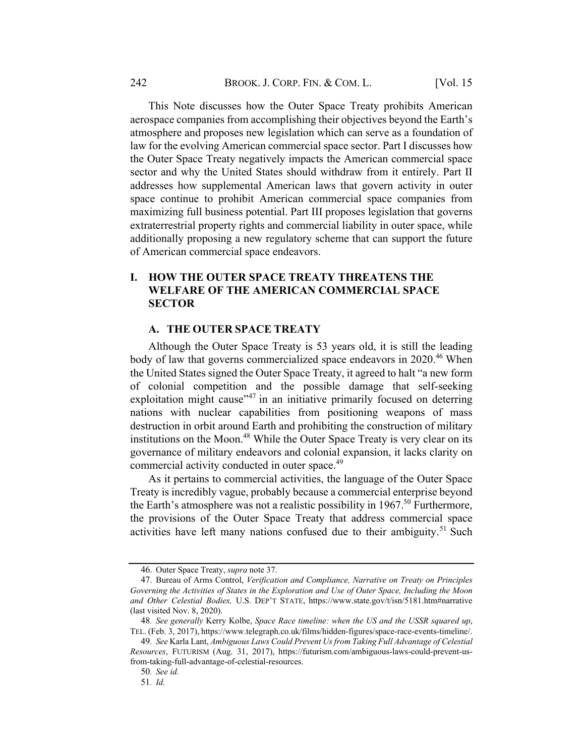This Note discusses how the Outer Space Treaty prohibits American aerospace companies from accomplishing their objectives beyond the Earth's atmosphere and proposes new legislation which can serve as a foundation of law for the evolving American commercial space sector. Part I discusses how the Outer Space Treaty negatively impacts the American commercial space sector and why the United States should withdraw from it entirely. Part II addresses how supplemental American laws that govern activity in outer space continue to prohibit American commercial space companies from maximizing full business potential. Part III proposes legislation that governs extraterrestrial property rights and commercial liability in outer space, while additionally proposing a new regulatory scheme that can support the future of American commercial space endeavors.

## I. HOW THE OUTER SPACE TREATY THREATENS THE WELFARE OF THE AMERICAN COMMERCIAL SPACE SECTOR

### A. THE OUTER SPACE TREATY

Although the Outer Space Treaty is 53 years old, it is still the leading body of law that governs commercialized space endeavors in 2020.[46] When the United States signed the Outer Space Treaty, it agreed to halt "a new form of colonial competition and the possible damage that self-seeking exploitation might cause"[47] in an initiative primarily focused on deterring nations with nuclear capabilities from positioning weapons of mass destruction in orbit around Earth and prohibiting the construction of military institutions on the Moon.[48] While the Outer Space Treaty is very clear on its governance of military endeavors and colonial expansion, it lacks clarity on commercial activity conducted in outer space.[49]

As it pertains to commercial activities, the language of the Outer Space Treaty is incredibly vague, probably because a commercial enterprise beyond the Earth's atmosphere was not a realistic possibility in 1967.[50] Furthermore, the provisions of the Outer Space Treaty that address commercial space activities have left many nations confused due to their ambiguity.[51] Such

---

46. Outer Space Treaty, *supra* note 37.

47. Bureau of Arms Control, *Verification and Compliance, Narrative on Treaty on Principles Governing the Activities of States in the Exploration and Use of Outer Space, Including the Moon and Other Celestial Bodies,* U.S. DEP'T STATE, https://www.state.gov/t/isn/5181.htm#narrative (last visited Nov. 8, 2020).

48. *See generally* Kerry Kolbe, *Space Race timeline: when the US and the USSR squared up*, TEL. (Feb. 3, 2017), https://www.telegraph.co.uk/films/hidden-figures/space-race-events-timeline/.

49. *See* Karla Lant, *Ambiguous Laws Could Prevent Us from Taking Full Advantage of Celestial Resources*, FUTURISM (Aug. 31, 2017), https://futurism.com/ambiguous-laws-could-prevent-us-from-taking-full-advantage-of-celestial-resources.

50. *See id.*

51. *Id.*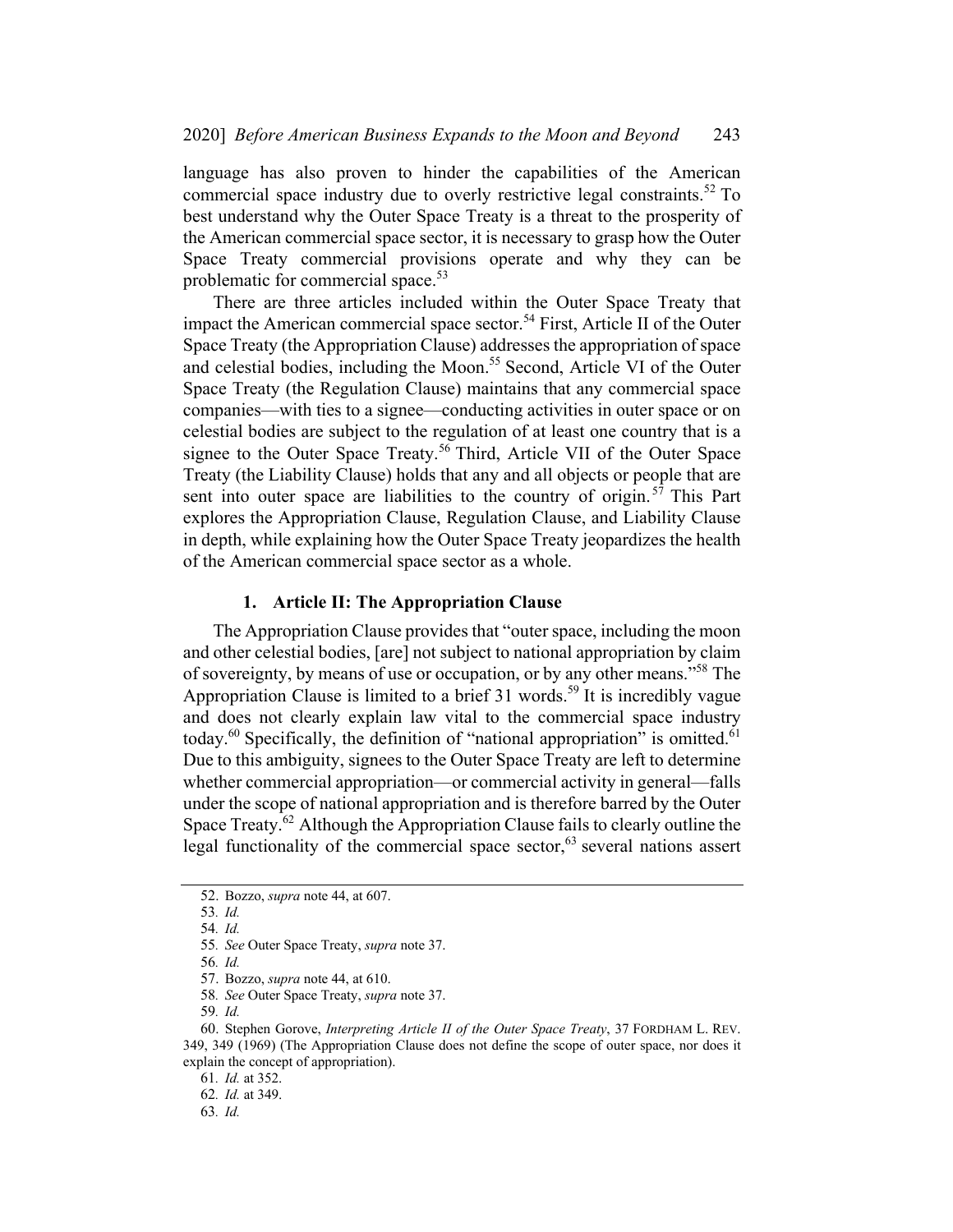language has also proven to hinder the capabilities of the American commercial space industry due to overly restrictive legal constraints.[52] To best understand why the Outer Space Treaty is a threat to the prosperity of the American commercial space sector, it is necessary to grasp how the Outer Space Treaty commercial provisions operate and why they can be problematic for commercial space.[53]

There are three articles included within the Outer Space Treaty that impact the American commercial space sector.[54] First, Article II of the Outer Space Treaty (the Appropriation Clause) addresses the appropriation of space and celestial bodies, including the Moon.[55] Second, Article VI of the Outer Space Treaty (the Regulation Clause) maintains that any commercial space companies—with ties to a signee—conducting activities in outer space or on celestial bodies are subject to the regulation of at least one country that is a signee to the Outer Space Treaty.[56] Third, Article VII of the Outer Space Treaty (the Liability Clause) holds that any and all objects or people that are sent into outer space are liabilities to the country of origin.[57] This Part explores the Appropriation Clause, Regulation Clause, and Liability Clause in depth, while explaining how the Outer Space Treaty jeopardizes the health of the American commercial space sector as a whole.

### 1. Article II: The Appropriation Clause

The Appropriation Clause provides that "outer space, including the moon and other celestial bodies, [are] not subject to national appropriation by claim of sovereignty, by means of use or occupation, or by any other means."[58] The Appropriation Clause is limited to a brief 31 words.[59] It is incredibly vague and does not clearly explain law vital to the commercial space industry today.[60] Specifically, the definition of "national appropriation" is omitted.[61] Due to this ambiguity, signees to the Outer Space Treaty are left to determine whether commercial appropriation—or commercial activity in general—falls under the scope of national appropriation and is therefore barred by the Outer Space Treaty.[62] Although the Appropriation Clause fails to clearly outline the legal functionality of the commercial space sector,[63] several nations assert

52. Bozzo, *supra* note 44, at 607.

53. *Id.*

54. *Id.*

55. *See* Outer Space Treaty, *supra* note 37.

56. *Id.*

57. Bozzo, *supra* note 44, at 610.

58. *See* Outer Space Treaty, *supra* note 37.

59. *Id.*

60. Stephen Gorove, *Interpreting Article II of the Outer Space Treaty*, 37 FORDHAM L. REV. 349, 349 (1969) (The Appropriation Clause does not define the scope of outer space, nor does it explain the concept of appropriation).

61. *Id.* at 352.

62. *Id.* at 349.

63. *Id.*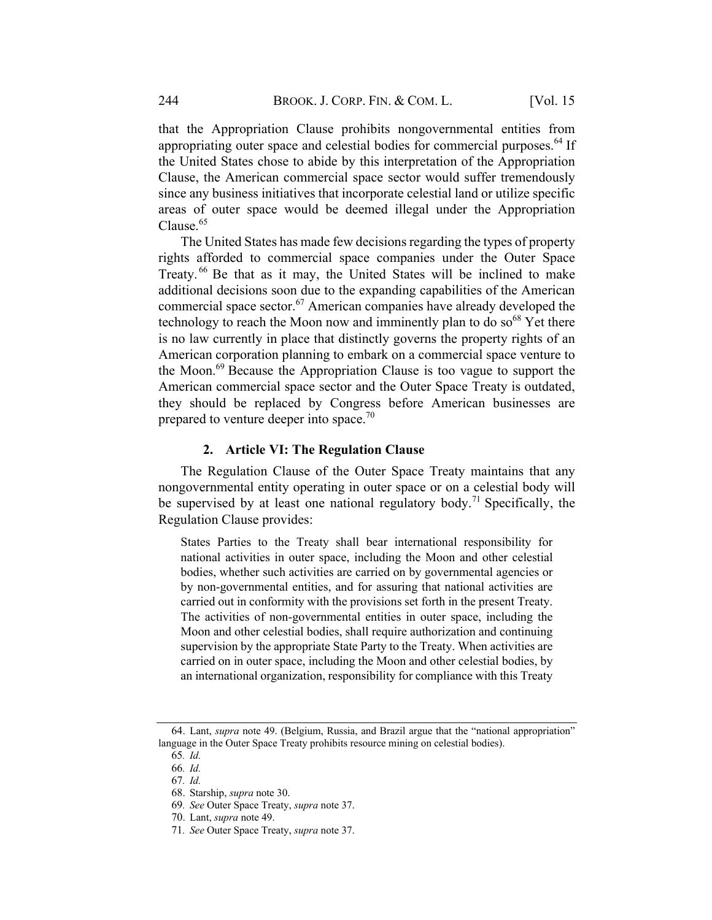that the Appropriation Clause prohibits nongovernmental entities from appropriating outer space and celestial bodies for commercial purposes.[64] If the United States chose to abide by this interpretation of the Appropriation Clause, the American commercial space sector would suffer tremendously since any business initiatives that incorporate celestial land or utilize specific areas of outer space would be deemed illegal under the Appropriation Clause.[65]

The United States has made few decisions regarding the types of property rights afforded to commercial space companies under the Outer Space Treaty.[66] Be that as it may, the United States will be inclined to make additional decisions soon due to the expanding capabilities of the American commercial space sector.[67] American companies have already developed the technology to reach the Moon now and imminently plan to do so[68] Yet there is no law currently in place that distinctly governs the property rights of an American corporation planning to embark on a commercial space venture to the Moon.[69] Because the Appropriation Clause is too vague to support the American commercial space sector and the Outer Space Treaty is outdated, they should be replaced by Congress before American businesses are prepared to venture deeper into space.[70]

### 2. Article VI: The Regulation Clause

The Regulation Clause of the Outer Space Treaty maintains that any nongovernmental entity operating in outer space or on a celestial body will be supervised by at least one national regulatory body.[71] Specifically, the Regulation Clause provides:

> States Parties to the Treaty shall bear international responsibility for national activities in outer space, including the Moon and other celestial bodies, whether such activities are carried on by governmental agencies or by non-governmental entities, and for assuring that national activities are carried out in conformity with the provisions set forth in the present Treaty. The activities of non-governmental entities in outer space, including the Moon and other celestial bodies, shall require authorization and continuing supervision by the appropriate State Party to the Treaty. When activities are carried on in outer space, including the Moon and other celestial bodies, by an international organization, responsibility for compliance with this Treaty

---

64. Lant, *supra* note 49. (Belgium, Russia, and Brazil argue that the "national appropriation" language in the Outer Space Treaty prohibits resource mining on celestial bodies).

65. *Id.*

66. *Id.*

67. *Id.*

68. Starship, *supra* note 30.

69. *See* Outer Space Treaty, *supra* note 37.

70. Lant, *supra* note 49.

71. *See* Outer Space Treaty, *supra* note 37.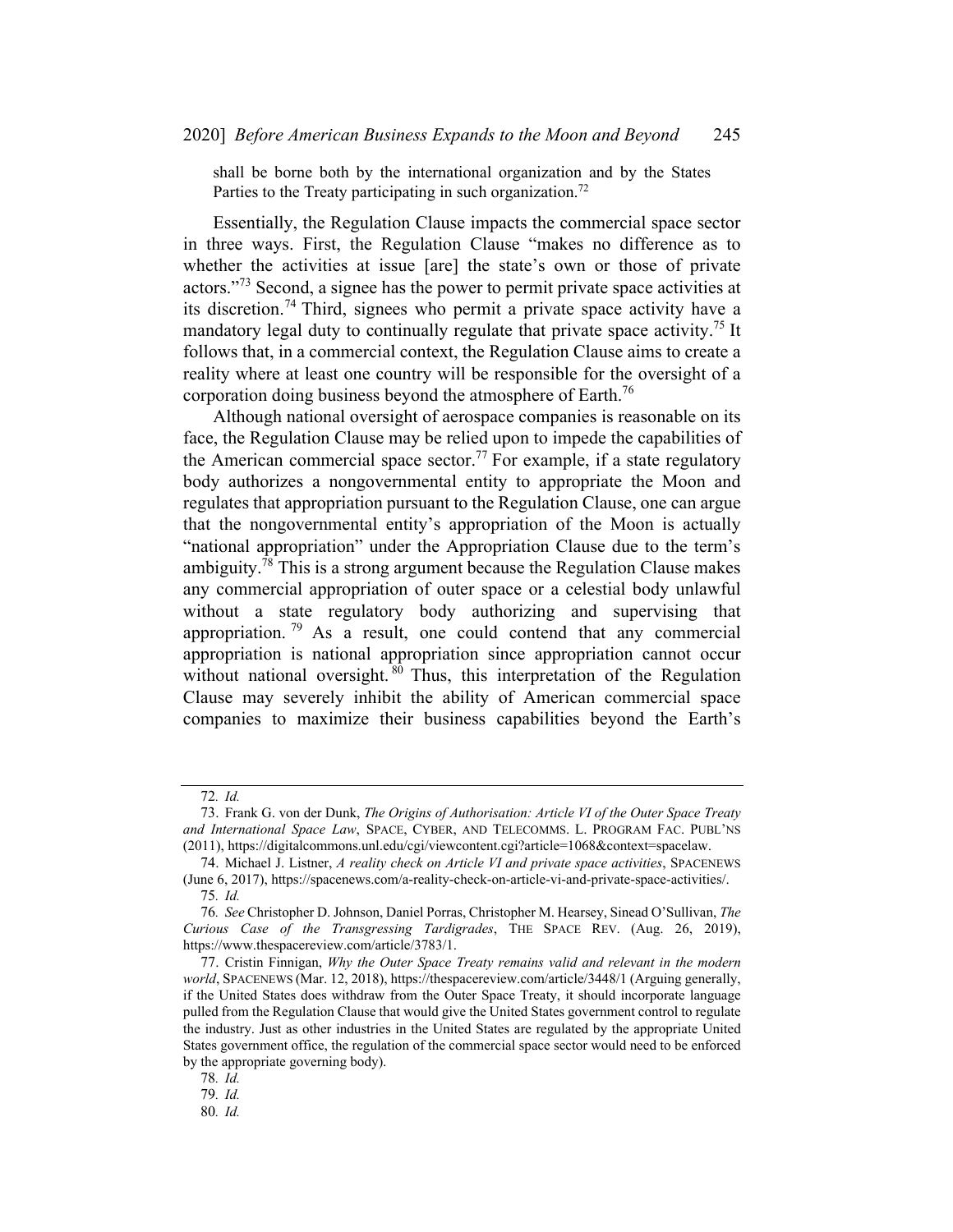shall be borne both by the international organization and by the States Parties to the Treaty participating in such organization.[72]

Essentially, the Regulation Clause impacts the commercial space sector in three ways. First, the Regulation Clause "makes no difference as to whether the activities at issue [are] the state's own or those of private actors."[73] Second, a signee has the power to permit private space activities at its discretion.[74] Third, signees who permit a private space activity have a mandatory legal duty to continually regulate that private space activity.[75] It follows that, in a commercial context, the Regulation Clause aims to create a reality where at least one country will be responsible for the oversight of a corporation doing business beyond the atmosphere of Earth.[76]

Although national oversight of aerospace companies is reasonable on its face, the Regulation Clause may be relied upon to impede the capabilities of the American commercial space sector.[77] For example, if a state regulatory body authorizes a nongovernmental entity to appropriate the Moon and regulates that appropriation pursuant to the Regulation Clause, one can argue that the nongovernmental entity's appropriation of the Moon is actually "national appropriation" under the Appropriation Clause due to the term's ambiguity.[78] This is a strong argument because the Regulation Clause makes any commercial appropriation of outer space or a celestial body unlawful without a state regulatory body authorizing and supervising that appropriation.[79] As a result, one could contend that any commercial appropriation is national appropriation since appropriation cannot occur without national oversight.[80] Thus, this interpretation of the Regulation Clause may severely inhibit the ability of American commercial space companies to maximize their business capabilities beyond the Earth's

---

72. *Id.*

73. Frank G. von der Dunk, *The Origins of Authorisation: Article VI of the Outer Space Treaty and International Space Law*, SPACE, CYBER, AND TELECOMMS. L. PROGRAM FAC. PUBL'NS (2011), https://digitalcommons.unl.edu/cgi/viewcontent.cgi?article=1068&context=spacelaw.

74. Michael J. Listner, *A reality check on Article VI and private space activities*, SPACENEWS (June 6, 2017), https://spacenews.com/a-reality-check-on-article-vi-and-private-space-activities/.

75. *Id.*

76. *See* Christopher D. Johnson, Daniel Porras, Christopher M. Hearsey, Sinead O'Sullivan, *The Curious Case of the Transgressing Tardigrades*, THE SPACE REV. (Aug. 26, 2019), https://www.thespacereview.com/article/3783/1.

77. Cristin Finnigan, *Why the Outer Space Treaty remains valid and relevant in the modern world*, SPACENEWS (Mar. 12, 2018), https://thespacereview.com/article/3448/1 (Arguing generally, if the United States does withdraw from the Outer Space Treaty, it should incorporate language pulled from the Regulation Clause that would give the United States government control to regulate the industry. Just as other industries in the United States are regulated by the appropriate United States government office, the regulation of the commercial space sector would need to be enforced by the appropriate governing body).

78. *Id.*

79. *Id.*

80. *Id.*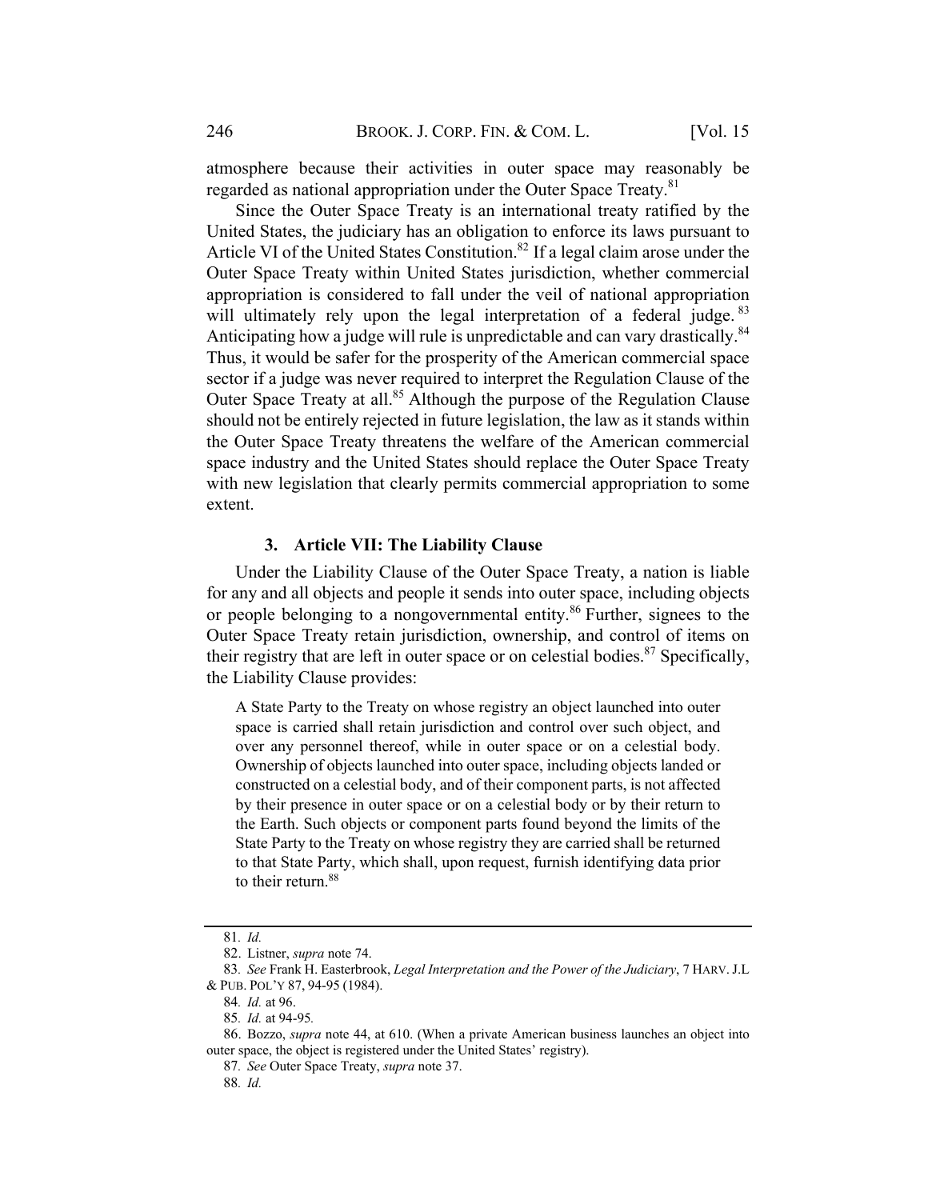atmosphere because their activities in outer space may reasonably be regarded as national appropriation under the Outer Space Treaty.[81]

Since the Outer Space Treaty is an international treaty ratified by the United States, the judiciary has an obligation to enforce its laws pursuant to Article VI of the United States Constitution.[82] If a legal claim arose under the Outer Space Treaty within United States jurisdiction, whether commercial appropriation is considered to fall under the veil of national appropriation will ultimately rely upon the legal interpretation of a federal judge.[83] Anticipating how a judge will rule is unpredictable and can vary drastically.[84] Thus, it would be safer for the prosperity of the American commercial space sector if a judge was never required to interpret the Regulation Clause of the Outer Space Treaty at all.[85] Although the purpose of the Regulation Clause should not be entirely rejected in future legislation, the law as it stands within the Outer Space Treaty threatens the welfare of the American commercial space industry and the United States should replace the Outer Space Treaty with new legislation that clearly permits commercial appropriation to some extent.

### 3. Article VII: The Liability Clause

Under the Liability Clause of the Outer Space Treaty, a nation is liable for any and all objects and people it sends into outer space, including objects or people belonging to a nongovernmental entity.[86] Further, signees to the Outer Space Treaty retain jurisdiction, ownership, and control of items on their registry that are left in outer space or on celestial bodies.[87] Specifically, the Liability Clause provides:

> A State Party to the Treaty on whose registry an object launched into outer space is carried shall retain jurisdiction and control over such object, and over any personnel thereof, while in outer space or on a celestial body. Ownership of objects launched into outer space, including objects landed or constructed on a celestial body, and of their component parts, is not affected by their presence in outer space or on a celestial body or by their return to the Earth. Such objects or component parts found beyond the limits of the State Party to the Treaty on whose registry they are carried shall be returned to that State Party, which shall, upon request, furnish identifying data prior to their return.[88]

---

81. *Id.*

82. Listner, *supra* note 74.

83. *See* Frank H. Easterbrook, *Legal Interpretation and the Power of the Judiciary*, 7 HARV. J.L & PUB. POL'Y 87, 94-95 (1984).

84. *Id.* at 96.

85. *Id.* at 94-95.

86. Bozzo, *supra* note 44, at 610. (When a private American business launches an object into outer space, the object is registered under the United States' registry).

87. *See* Outer Space Treaty, *supra* note 37.

88. *Id.*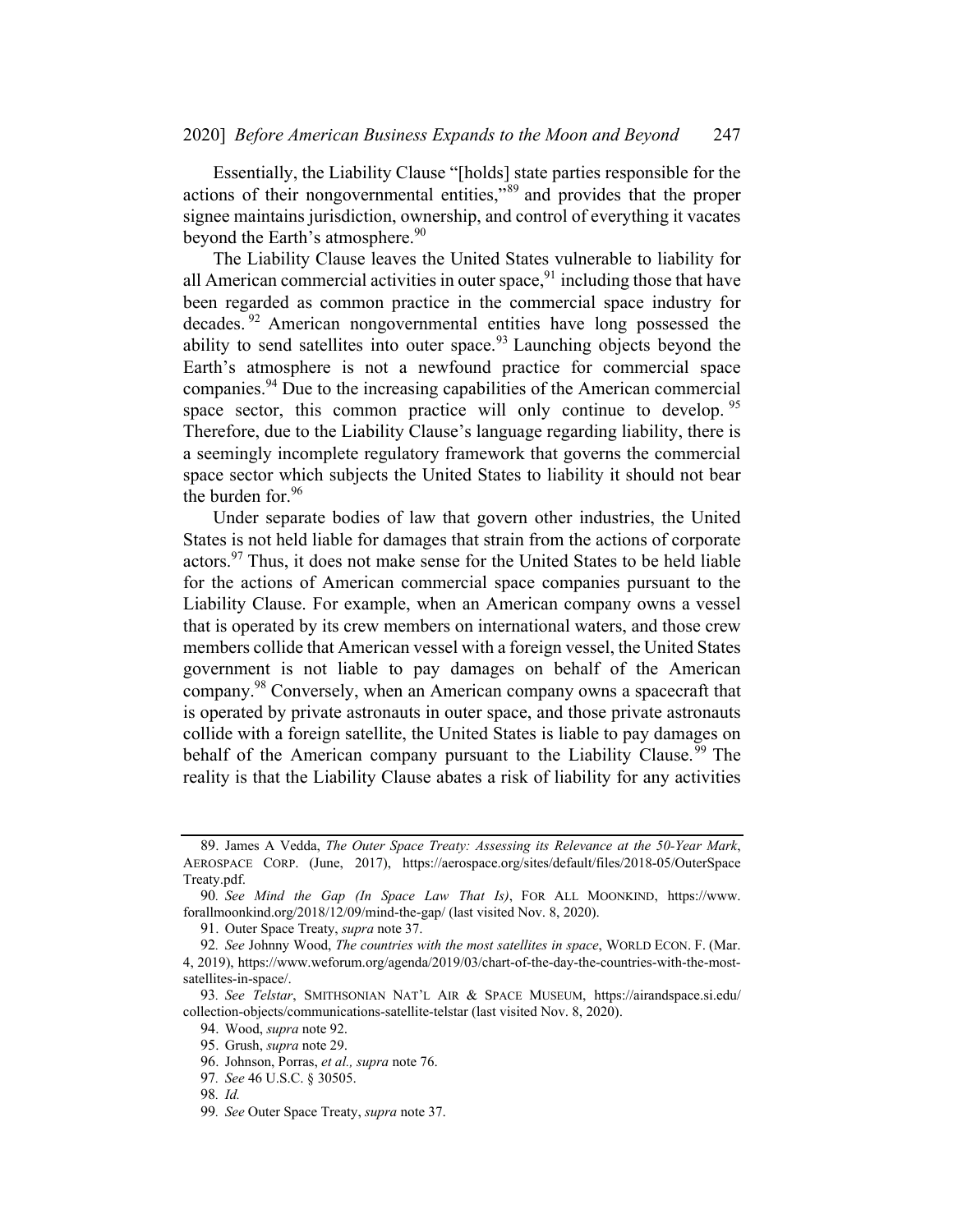Essentially, the Liability Clause "[holds] state parties responsible for the actions of their nongovernmental entities,"[89] and provides that the proper signee maintains jurisdiction, ownership, and control of everything it vacates beyond the Earth's atmosphere.[90]

The Liability Clause leaves the United States vulnerable to liability for all American commercial activities in outer space,[91] including those that have been regarded as common practice in the commercial space industry for decades.[92] American nongovernmental entities have long possessed the ability to send satellites into outer space.[93] Launching objects beyond the Earth's atmosphere is not a newfound practice for commercial space companies.[94] Due to the increasing capabilities of the American commercial space sector, this common practice will only continue to develop.[95] Therefore, due to the Liability Clause's language regarding liability, there is a seemingly incomplete regulatory framework that governs the commercial space sector which subjects the United States to liability it should not bear the burden for.[96]

Under separate bodies of law that govern other industries, the United States is not held liable for damages that strain from the actions of corporate actors.[97] Thus, it does not make sense for the United States to be held liable for the actions of American commercial space companies pursuant to the Liability Clause. For example, when an American company owns a vessel that is operated by its crew members on international waters, and those crew members collide that American vessel with a foreign vessel, the United States government is not liable to pay damages on behalf of the American company.[98] Conversely, when an American company owns a spacecraft that is operated by private astronauts in outer space, and those private astronauts collide with a foreign satellite, the United States is liable to pay damages on behalf of the American company pursuant to the Liability Clause.[99] The reality is that the Liability Clause abates a risk of liability for any activities

---

89. James A Vedda, *The Outer Space Treaty: Assessing its Relevance at the 50-Year Mark*, AEROSPACE CORP. (June, 2017), https://aerospace.org/sites/default/files/2018-05/OuterSpaceTreaty.pdf.

90. *See Mind the Gap (In Space Law That Is)*, FOR ALL MOONKIND, https://www.forallmoonkind.org/2018/12/09/mind-the-gap/ (last visited Nov. 8, 2020).

91. Outer Space Treaty, *supra* note 37.

92. *See* Johnny Wood, *The countries with the most satellites in space*, WORLD ECON. F. (Mar. 4, 2019), https://www.weforum.org/agenda/2019/03/chart-of-the-day-the-countries-with-the-most-satellites-in-space/.

93. *See Telstar*, SMITHSONIAN NAT'L AIR & SPACE MUSEUM, https://airandspace.si.edu/collection-objects/communications-satellite-telstar (last visited Nov. 8, 2020).

94. Wood, *supra* note 92.

95. Grush, *supra* note 29.

96. Johnson, Porras, *et al., supra* note 76.

97. *See* 46 U.S.C. § 30505.

98. *Id.*

99. *See* Outer Space Treaty, *supra* note 37.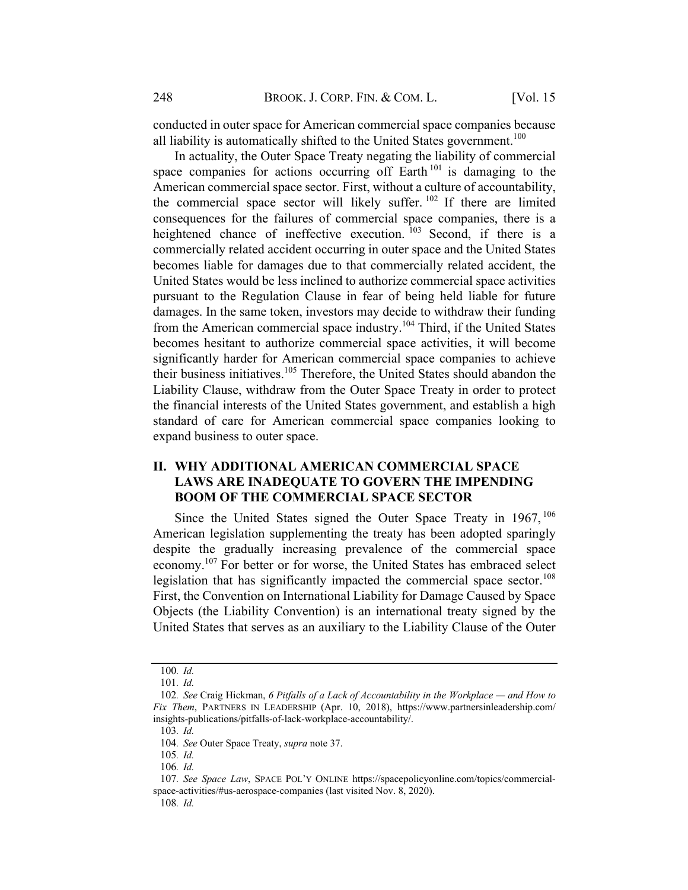conducted in outer space for American commercial space companies because all liability is automatically shifted to the United States government.[100]

In actuality, the Outer Space Treaty negating the liability of commercial space companies for actions occurring off Earth[101] is damaging to the American commercial space sector. First, without a culture of accountability, the commercial space sector will likely suffer.[102] If there are limited consequences for the failures of commercial space companies, there is a heightened chance of ineffective execution.[103] Second, if there is a commercially related accident occurring in outer space and the United States becomes liable for damages due to that commercially related accident, the United States would be less inclined to authorize commercial space activities pursuant to the Regulation Clause in fear of being held liable for future damages. In the same token, investors may decide to withdraw their funding from the American commercial space industry.[104] Third, if the United States becomes hesitant to authorize commercial space activities, it will become significantly harder for American commercial space companies to achieve their business initiatives.[105] Therefore, the United States should abandon the Liability Clause, withdraw from the Outer Space Treaty in order to protect the financial interests of the United States government, and establish a high standard of care for American commercial space companies looking to expand business to outer space.

## II. WHY ADDITIONAL AMERICAN COMMERCIAL SPACE LAWS ARE INADEQUATE TO GOVERN THE IMPENDING BOOM OF THE COMMERCIAL SPACE SECTOR

Since the United States signed the Outer Space Treaty in 1967,[106] American legislation supplementing the treaty has been adopted sparingly despite the gradually increasing prevalence of the commercial space economy.[107] For better or for worse, the United States has embraced select legislation that has significantly impacted the commercial space sector.[108] First, the Convention on International Liability for Damage Caused by Space Objects (the Liability Convention) is an international treaty signed by the United States that serves as an auxiliary to the Liability Clause of the Outer

---

100. *Id.*

101. *Id.*

102. *See* Craig Hickman, *6 Pitfalls of a Lack of Accountability in the Workplace — and How to Fix Them*, PARTNERS IN LEADERSHIP (Apr. 10, 2018), https://www.partnersinleadership.com/insights-publications/pitfalls-of-lack-workplace-accountability/.

103. *Id.*

104. *See* Outer Space Treaty, *supra* note 37.

105. *Id.*

106. *Id.*

107. *See Space Law*, SPACE POL'Y ONLINE https://spacepolicyonline.com/topics/commercial-space-activities/#us-aerospace-companies (last visited Nov. 8, 2020).

108. *Id.*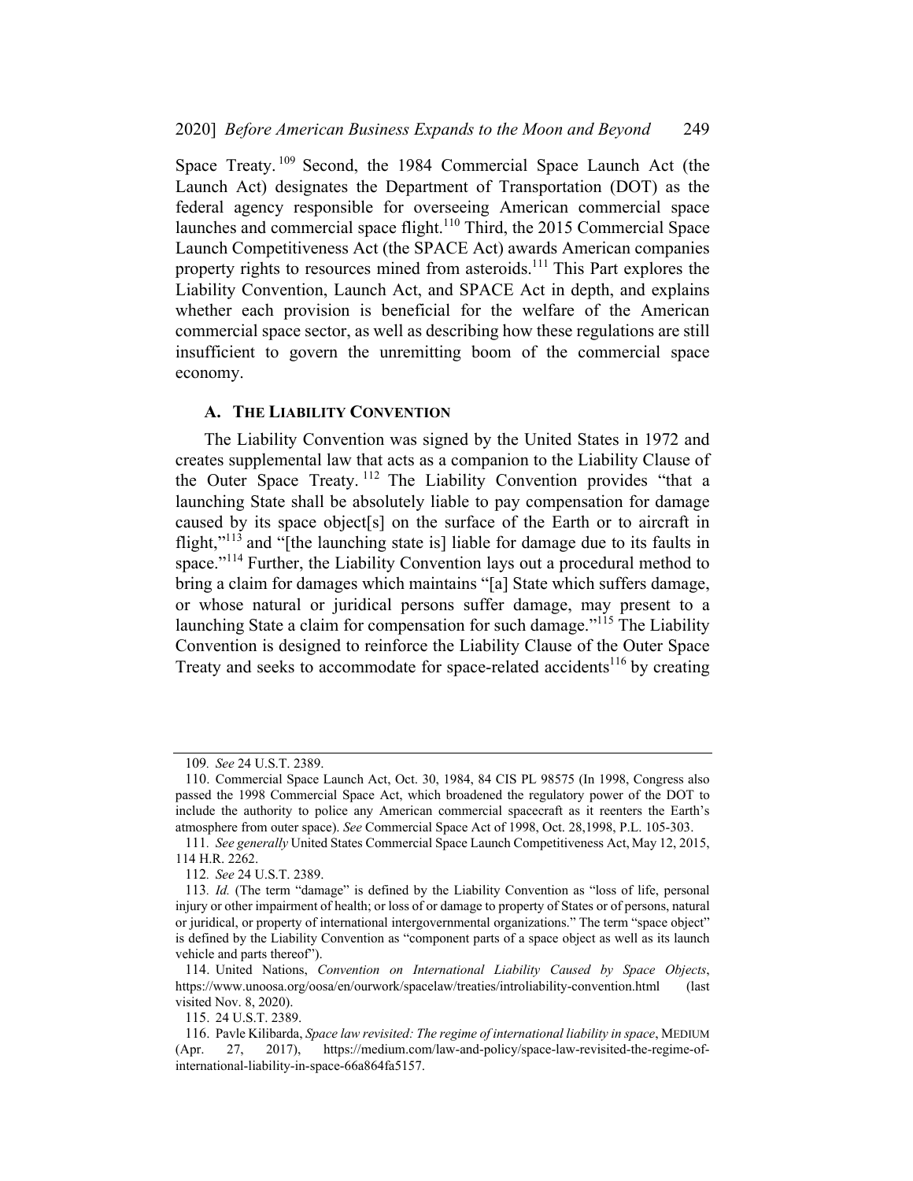Space Treaty.[109] Second, the 1984 Commercial Space Launch Act (the Launch Act) designates the Department of Transportation (DOT) as the federal agency responsible for overseeing American commercial space launches and commercial space flight.[110] Third, the 2015 Commercial Space Launch Competitiveness Act (the SPACE Act) awards American companies property rights to resources mined from asteroids.[111] This Part explores the Liability Convention, Launch Act, and SPACE Act in depth, and explains whether each provision is beneficial for the welfare of the American commercial space sector, as well as describing how these regulations are still insufficient to govern the unremitting boom of the commercial space economy.

### A. The Liability Convention

The Liability Convention was signed by the United States in 1972 and creates supplemental law that acts as a companion to the Liability Clause of the Outer Space Treaty.[112] The Liability Convention provides "that a launching State shall be absolutely liable to pay compensation for damage caused by its space object[s] on the surface of the Earth or to aircraft in flight,"[113] and "[the launching state is] liable for damage due to its faults in space."[114] Further, the Liability Convention lays out a procedural method to bring a claim for damages which maintains "[a] State which suffers damage, or whose natural or juridical persons suffer damage, may present to a launching State a claim for compensation for such damage."[115] The Liability Convention is designed to reinforce the Liability Clause of the Outer Space Treaty and seeks to accommodate for space-related accidents[116] by creating

---

109. *See* 24 U.S.T. 2389.

110. Commercial Space Launch Act, Oct. 30, 1984, 84 CIS PL 98575 (In 1998, Congress also passed the 1998 Commercial Space Act, which broadened the regulatory power of the DOT to include the authority to police any American commercial spacecraft as it reenters the Earth's atmosphere from outer space). *See* Commercial Space Act of 1998, Oct. 28,1998, P.L. 105-303.

111. *See generally* United States Commercial Space Launch Competitiveness Act, May 12, 2015, 114 H.R. 2262.

112. *See* 24 U.S.T. 2389.

113. *Id.* (The term "damage" is defined by the Liability Convention as "loss of life, personal injury or other impairment of health; or loss of or damage to property of States or of persons, natural or juridical, or property of international intergovernmental organizations." The term "space object" is defined by the Liability Convention as "component parts of a space object as well as its launch vehicle and parts thereof").

114. United Nations, *Convention on International Liability Caused by Space Objects*, https://www.unoosa.org/oosa/en/ourwork/spacelaw/treaties/introliability-convention.html (last visited Nov. 8, 2020).

115. 24 U.S.T. 2389.

116. Pavle Kilibarda, *Space law revisited: The regime of international liability in space*, MEDIUM (Apr. 27, 2017), https://medium.com/law-and-policy/space-law-revisited-the-regime-of-international-liability-in-space-66a864fa5157.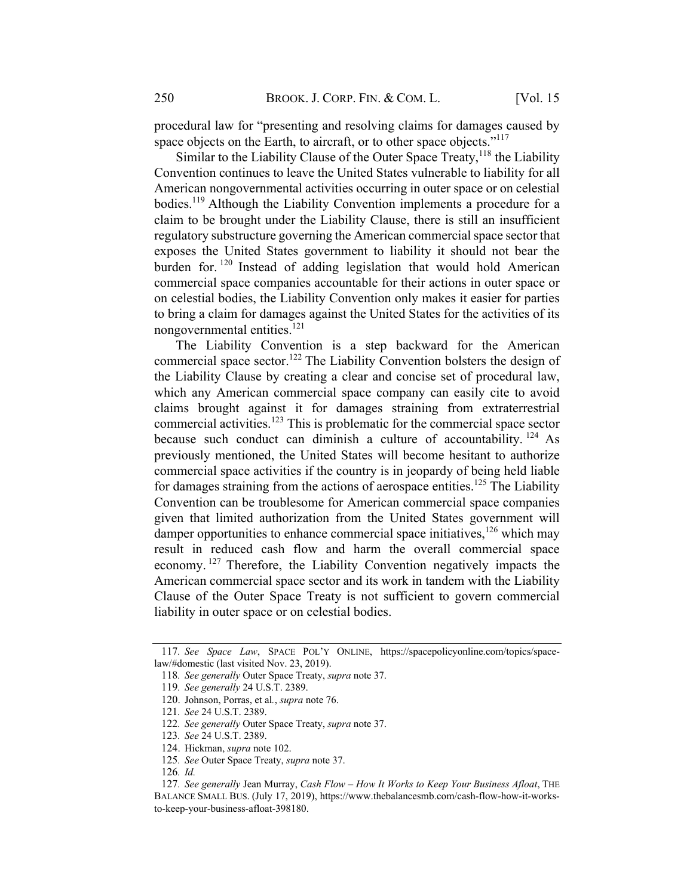procedural law for "presenting and resolving claims for damages caused by space objects on the Earth, to aircraft, or to other space objects."[117]

Similar to the Liability Clause of the Outer Space Treaty,[118] the Liability Convention continues to leave the United States vulnerable to liability for all American nongovernmental activities occurring in outer space or on celestial bodies.[119] Although the Liability Convention implements a procedure for a claim to be brought under the Liability Clause, there is still an insufficient regulatory substructure governing the American commercial space sector that exposes the United States government to liability it should not bear the burden for.[120] Instead of adding legislation that would hold American commercial space companies accountable for their actions in outer space or on celestial bodies, the Liability Convention only makes it easier for parties to bring a claim for damages against the United States for the activities of its nongovernmental entities.[121]

The Liability Convention is a step backward for the American commercial space sector.[122] The Liability Convention bolsters the design of the Liability Clause by creating a clear and concise set of procedural law, which any American commercial space company can easily cite to avoid claims brought against it for damages straining from extraterrestrial commercial activities.[123] This is problematic for the commercial space sector because such conduct can diminish a culture of accountability.[124] As previously mentioned, the United States will become hesitant to authorize commercial space activities if the country is in jeopardy of being held liable for damages straining from the actions of aerospace entities.[125] The Liability Convention can be troublesome for American commercial space companies given that limited authorization from the United States government will damper opportunities to enhance commercial space initiatives,[126] which may result in reduced cash flow and harm the overall commercial space economy.[127] Therefore, the Liability Convention negatively impacts the American commercial space sector and its work in tandem with the Liability Clause of the Outer Space Treaty is not sufficient to govern commercial liability in outer space or on celestial bodies.

---

117. *See Space Law*, SPACE POL'Y ONLINE, https://spacepolicyonline.com/topics/space-law/#domestic (last visited Nov. 23, 2019).

118. *See generally* Outer Space Treaty, *supra* note 37.

119. *See generally* 24 U.S.T. 2389.

120. Johnson, Porras, et al., *supra* note 76.

121. *See* 24 U.S.T. 2389.

122. *See generally* Outer Space Treaty, *supra* note 37.

123. *See* 24 U.S.T. 2389.

124. Hickman, *supra* note 102.

125. *See* Outer Space Treaty, *supra* note 37.

126. *Id.*

127. *See generally* Jean Murray, *Cash Flow – How It Works to Keep Your Business Afloat*, THE BALANCE SMALL BUS. (July 17, 2019), https://www.thebalancesmb.com/cash-flow-how-it-works-to-keep-your-business-afloat-398180.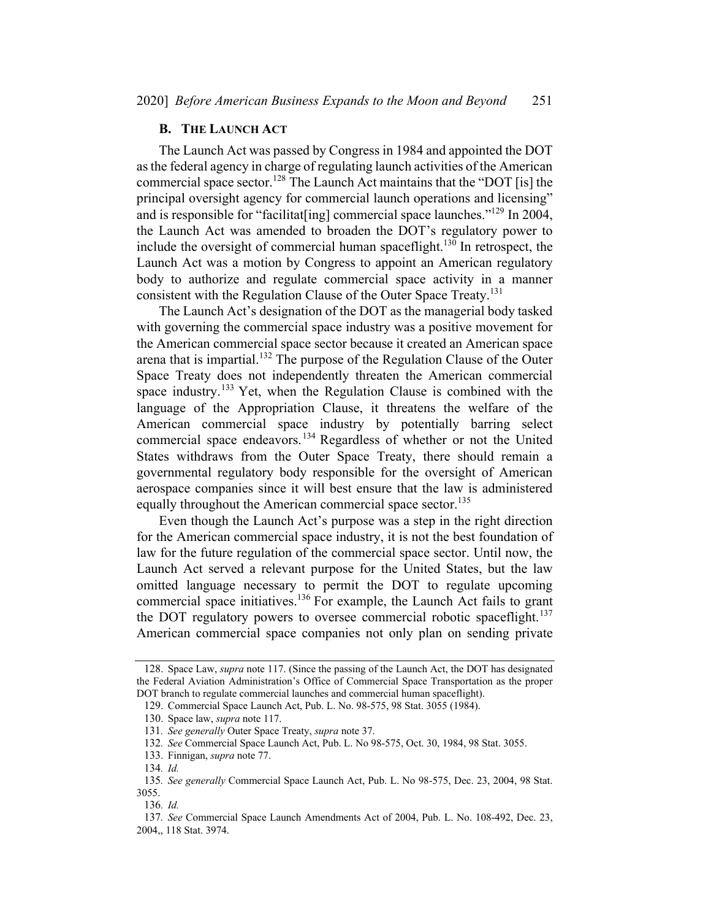### B. THE LAUNCH ACT

The Launch Act was passed by Congress in 1984 and appointed the DOT as the federal agency in charge of regulating launch activities of the American commercial space sector.[128] The Launch Act maintains that the "DOT [is] the principal oversight agency for commercial launch operations and licensing" and is responsible for "facilitat[ing] commercial space launches."[129] In 2004, the Launch Act was amended to broaden the DOT's regulatory power to include the oversight of commercial human spaceflight.[130] In retrospect, the Launch Act was a motion by Congress to appoint an American regulatory body to authorize and regulate commercial space activity in a manner consistent with the Regulation Clause of the Outer Space Treaty.[131]

The Launch Act's designation of the DOT as the managerial body tasked with governing the commercial space industry was a positive movement for the American commercial space sector because it created an American space arena that is impartial.[132] The purpose of the Regulation Clause of the Outer Space Treaty does not independently threaten the American commercial space industry.[133] Yet, when the Regulation Clause is combined with the language of the Appropriation Clause, it threatens the welfare of the American commercial space industry by potentially barring select commercial space endeavors.[134] Regardless of whether or not the United States withdraws from the Outer Space Treaty, there should remain a governmental regulatory body responsible for the oversight of American aerospace companies since it will best ensure that the law is administered equally throughout the American commercial space sector.[135]

Even though the Launch Act's purpose was a step in the right direction for the American commercial space industry, it is not the best foundation of law for the future regulation of the commercial space sector. Until now, the Launch Act served a relevant purpose for the United States, but the law omitted language necessary to permit the DOT to regulate upcoming commercial space initiatives.[136] For example, the Launch Act fails to grant the DOT regulatory powers to oversee commercial robotic spaceflight.[137] American commercial space companies not only plan on sending private

---

128. Space Law, *supra* note 117. (Since the passing of the Launch Act, the DOT has designated the Federal Aviation Administration's Office of Commercial Space Transportation as the proper DOT branch to regulate commercial launches and commercial human spaceflight).

129. Commercial Space Launch Act, Pub. L. No. 98-575, 98 Stat. 3055 (1984).

130. Space law, *supra* note 117.

131. *See generally* Outer Space Treaty, *supra* note 37.

132. *See* Commercial Space Launch Act, Pub. L. No 98-575, Oct. 30, 1984, 98 Stat. 3055.

133. Finnigan, *supra* note 77.

134. *Id.*

135. *See generally* Commercial Space Launch Act, Pub. L. No 98-575, Dec. 23, 2004, 98 Stat. 3055.

136. *Id.*

137. *See* Commercial Space Launch Amendments Act of 2004, Pub. L. No. 108-492, Dec. 23, 2004,, 118 Stat. 3974.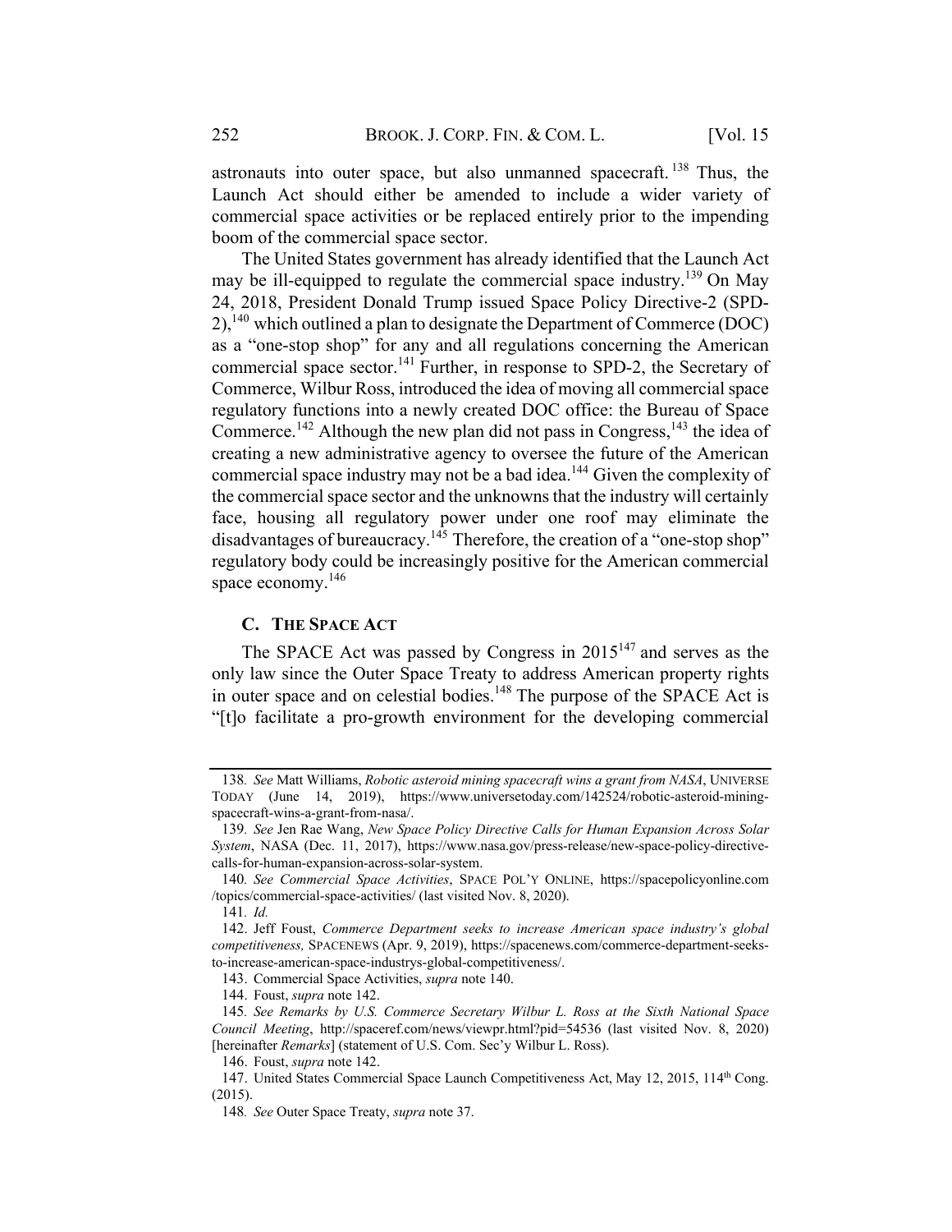astronauts into outer space, but also unmanned spacecraft.[138] Thus, the Launch Act should either be amended to include a wider variety of commercial space activities or be replaced entirely prior to the impending boom of the commercial space sector.

The United States government has already identified that the Launch Act may be ill-equipped to regulate the commercial space industry.[139] On May 24, 2018, President Donald Trump issued Space Policy Directive-2 (SPD-2),[140] which outlined a plan to designate the Department of Commerce (DOC) as a "one-stop shop" for any and all regulations concerning the American commercial space sector.[141] Further, in response to SPD-2, the Secretary of Commerce, Wilbur Ross, introduced the idea of moving all commercial space regulatory functions into a newly created DOC office: the Bureau of Space Commerce.[142] Although the new plan did not pass in Congress,[143] the idea of creating a new administrative agency to oversee the future of the American commercial space industry may not be a bad idea.[144] Given the complexity of the commercial space sector and the unknowns that the industry will certainly face, housing all regulatory power under one roof may eliminate the disadvantages of bureaucracy.[145] Therefore, the creation of a "one-stop shop" regulatory body could be increasingly positive for the American commercial space economy.[146]

### C. The SPACE Act

The SPACE Act was passed by Congress in 2015[147] and serves as the only law since the Outer Space Treaty to address American property rights in outer space and on celestial bodies.[148] The purpose of the SPACE Act is "[t]o facilitate a pro-growth environment for the developing commercial

---

138. *See* Matt Williams, *Robotic asteroid mining spacecraft wins a grant from NASA*, UNIVERSE TODAY (June 14, 2019), https://www.universetoday.com/142524/robotic-asteroid-mining-spacecraft-wins-a-grant-from-nasa/.

139. *See* Jen Rae Wang, *New Space Policy Directive Calls for Human Expansion Across Solar System*, NASA (Dec. 11, 2017), https://www.nasa.gov/press-release/new-space-policy-directive-calls-for-human-expansion-across-solar-system.

140. *See Commercial Space Activities*, SPACE POL'Y ONLINE, https://spacepolicyonline.com /topics/commercial-space-activities/ (last visited Nov. 8, 2020).

141. *Id.*

142. Jeff Foust, *Commerce Department seeks to increase American space industry's global competitiveness,* SPACENEWS (Apr. 9, 2019), https://spacenews.com/commerce-department-seeks-to-increase-american-space-industrys-global-competitiveness/.

143. Commercial Space Activities, *supra* note 140.

144. Foust, *supra* note 142.

145. *See Remarks by U.S. Commerce Secretary Wilbur L. Ross at the Sixth National Space Council Meeting*, http://spaceref.com/news/viewpr.html?pid=54536 (last visited Nov. 8, 2020) [hereinafter *Remarks*] (statement of U.S. Com. Sec'y Wilbur L. Ross).

146. Foust, *supra* note 142.

147. United States Commercial Space Launch Competitiveness Act, May 12, 2015, 114th Cong. (2015).

148. *See* Outer Space Treaty, *supra* note 37.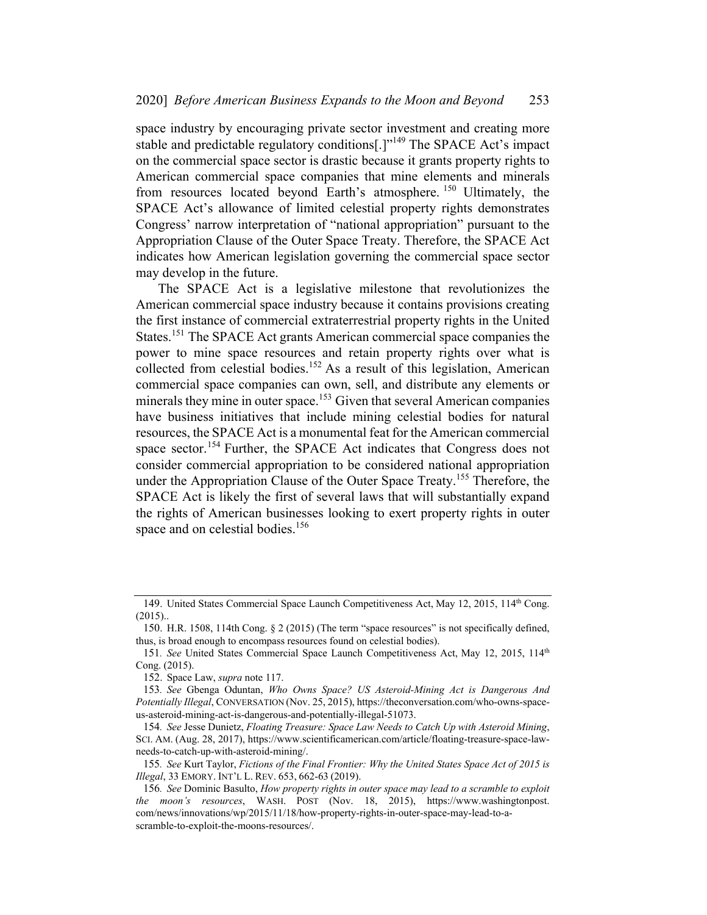space industry by encouraging private sector investment and creating more stable and predictable regulatory conditions[.]"[149] The SPACE Act's impact on the commercial space sector is drastic because it grants property rights to American commercial space companies that mine elements and minerals from resources located beyond Earth's atmosphere.[150] Ultimately, the SPACE Act's allowance of limited celestial property rights demonstrates Congress' narrow interpretation of "national appropriation" pursuant to the Appropriation Clause of the Outer Space Treaty. Therefore, the SPACE Act indicates how American legislation governing the commercial space sector may develop in the future.

The SPACE Act is a legislative milestone that revolutionizes the American commercial space industry because it contains provisions creating the first instance of commercial extraterrestrial property rights in the United States.[151] The SPACE Act grants American commercial space companies the power to mine space resources and retain property rights over what is collected from celestial bodies.[152] As a result of this legislation, American commercial space companies can own, sell, and distribute any elements or minerals they mine in outer space.[153] Given that several American companies have business initiatives that include mining celestial bodies for natural resources, the SPACE Act is a monumental feat for the American commercial space sector.[154] Further, the SPACE Act indicates that Congress does not consider commercial appropriation to be considered national appropriation under the Appropriation Clause of the Outer Space Treaty.[155] Therefore, the SPACE Act is likely the first of several laws that will substantially expand the rights of American businesses looking to exert property rights in outer space and on celestial bodies.[156]

---

149. United States Commercial Space Launch Competitiveness Act, May 12, 2015, 114th Cong. (2015)..

150. H.R. 1508, 114th Cong. § 2 (2015) (The term "space resources" is not specifically defined, thus, is broad enough to encompass resources found on celestial bodies).

151. *See* United States Commercial Space Launch Competitiveness Act, May 12, 2015, 114th Cong. (2015).

152. Space Law, *supra* note 117.

153. *See* Gbenga Oduntan, *Who Owns Space? US Asteroid-Mining Act is Dangerous And Potentially Illegal*, CONVERSATION (Nov. 25, 2015), https://theconversation.com/who-owns-space-us-asteroid-mining-act-is-dangerous-and-potentially-illegal-51073.

154. *See* Jesse Dunietz, *Floating Treasure: Space Law Needs to Catch Up with Asteroid Mining*, SCI. AM. (Aug. 28, 2017), https://www.scientificamerican.com/article/floating-treasure-space-law-needs-to-catch-up-with-asteroid-mining/.

155. *See* Kurt Taylor, *Fictions of the Final Frontier: Why the United States Space Act of 2015 is Illegal*, 33 EMORY. INT'L L. REV. 653, 662-63 (2019).

156. *See* Dominic Basulto, *How property rights in outer space may lead to a scramble to exploit the moon's resources*, WASH. POST (Nov. 18, 2015), https://www.washingtonpost.com/news/innovations/wp/2015/11/18/how-property-rights-in-outer-space-may-lead-to-a-scramble-to-exploit-the-moons-resources/.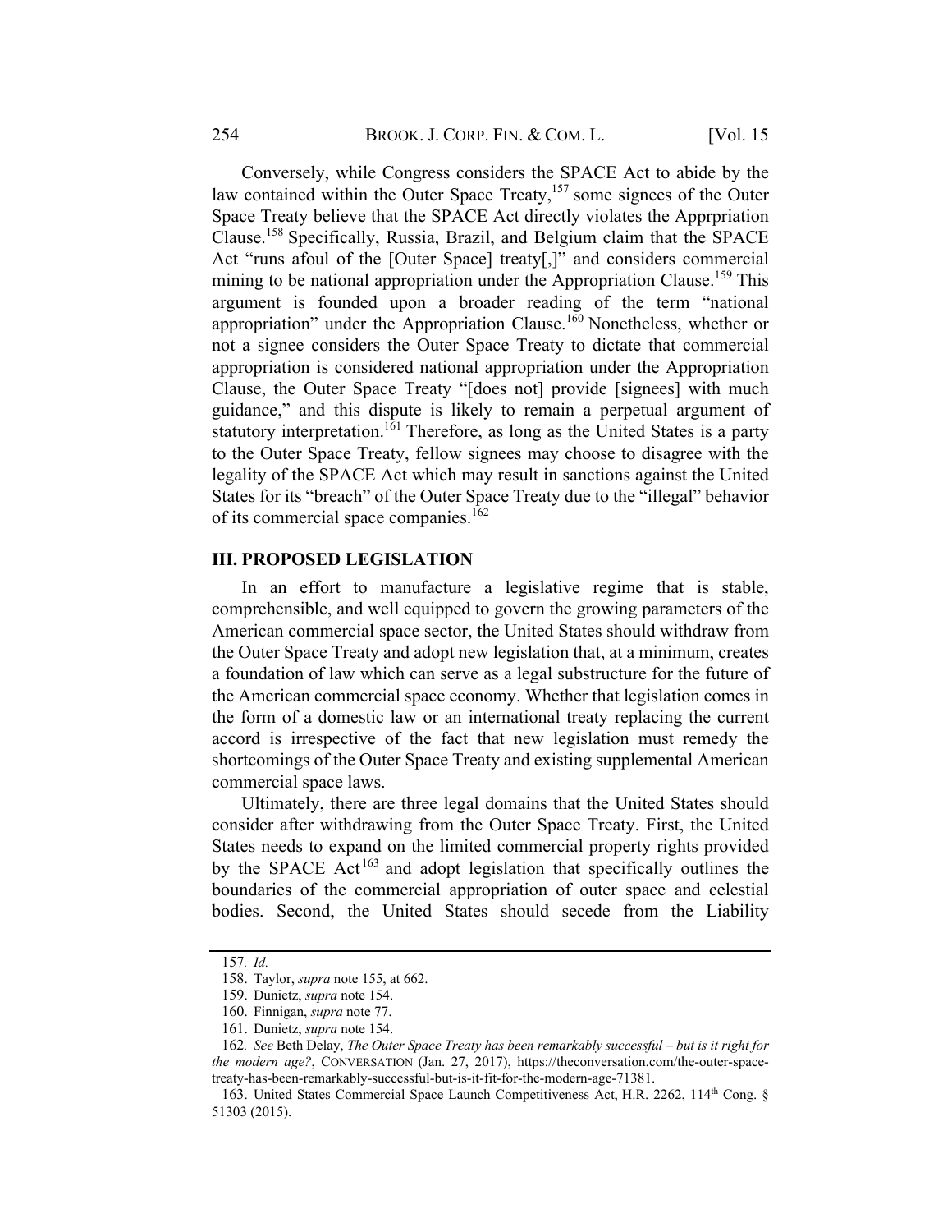Conversely, while Congress considers the SPACE Act to abide by the law contained within the Outer Space Treaty,[157] some signees of the Outer Space Treaty believe that the SPACE Act directly violates the Apprpriation Clause.[158] Specifically, Russia, Brazil, and Belgium claim that the SPACE Act "runs afoul of the [Outer Space] treaty[,]" and considers commercial mining to be national appropriation under the Appropriation Clause.[159] This argument is founded upon a broader reading of the term "national appropriation" under the Appropriation Clause.[160] Nonetheless, whether or not a signee considers the Outer Space Treaty to dictate that commercial appropriation is considered national appropriation under the Appropriation Clause, the Outer Space Treaty "[does not] provide [signees] with much guidance," and this dispute is likely to remain a perpetual argument of statutory interpretation.[161] Therefore, as long as the United States is a party to the Outer Space Treaty, fellow signees may choose to disagree with the legality of the SPACE Act which may result in sanctions against the United States for its "breach" of the Outer Space Treaty due to the "illegal" behavior of its commercial space companies.[162]

## III. PROPOSED LEGISLATION

In an effort to manufacture a legislative regime that is stable, comprehensible, and well equipped to govern the growing parameters of the American commercial space sector, the United States should withdraw from the Outer Space Treaty and adopt new legislation that, at a minimum, creates a foundation of law which can serve as a legal substructure for the future of the American commercial space economy. Whether that legislation comes in the form of a domestic law or an international treaty replacing the current accord is irrespective of the fact that new legislation must remedy the shortcomings of the Outer Space Treaty and existing supplemental American commercial space laws.

Ultimately, there are three legal domains that the United States should consider after withdrawing from the Outer Space Treaty. First, the United States needs to expand on the limited commercial property rights provided by the SPACE Act[163] and adopt legislation that specifically outlines the boundaries of the commercial appropriation of outer space and celestial bodies. Second, the United States should secede from the Liability

---

157. *Id.*

158. Taylor, *supra* note 155, at 662.

159. Dunietz, *supra* note 154.

160. Finnigan, *supra* note 77.

161. Dunietz, *supra* note 154.

162. *See* Beth Delay, *The Outer Space Treaty has been remarkably successful – but is it right for the modern age?*, CONVERSATION (Jan. 27, 2017), https://theconversation.com/the-outer-space-treaty-has-been-remarkably-successful-but-is-it-fit-for-the-modern-age-71381.

163. United States Commercial Space Launch Competitiveness Act, H.R. 2262, 114th Cong. § 51303 (2015).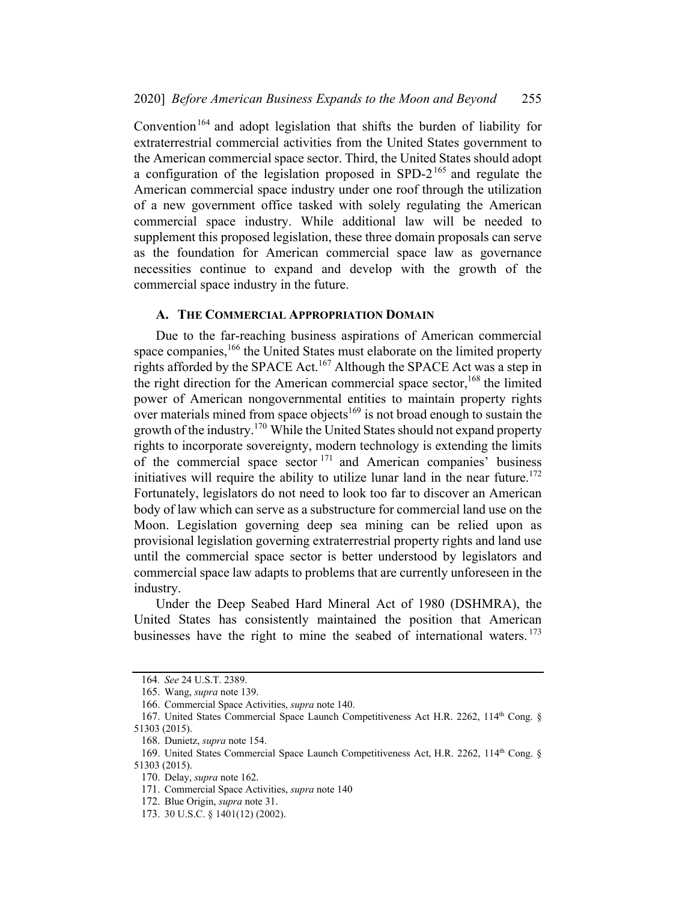Convention[164] and adopt legislation that shifts the burden of liability for extraterrestrial commercial activities from the United States government to the American commercial space sector. Third, the United States should adopt a configuration of the legislation proposed in SPD-2[165] and regulate the American commercial space industry under one roof through the utilization of a new government office tasked with solely regulating the American commercial space industry. While additional law will be needed to supplement this proposed legislation, these three domain proposals can serve as the foundation for American commercial space law as governance necessities continue to expand and develop with the growth of the commercial space industry in the future.

### A. THE COMMERCIAL APPROPRIATION DOMAIN

Due to the far-reaching business aspirations of American commercial space companies,[166] the United States must elaborate on the limited property rights afforded by the SPACE Act.[167] Although the SPACE Act was a step in the right direction for the American commercial space sector,[168] the limited power of American nongovernmental entities to maintain property rights over materials mined from space objects[169] is not broad enough to sustain the growth of the industry.[170] While the United States should not expand property rights to incorporate sovereignty, modern technology is extending the limits of the commercial space sector[171] and American companies' business initiatives will require the ability to utilize lunar land in the near future.[172] Fortunately, legislators do not need to look too far to discover an American body of law which can serve as a substructure for commercial land use on the Moon. Legislation governing deep sea mining can be relied upon as provisional legislation governing extraterrestrial property rights and land use until the commercial space sector is better understood by legislators and commercial space law adapts to problems that are currently unforeseen in the industry.

Under the Deep Seabed Hard Mineral Act of 1980 (DSHMRA), the United States has consistently maintained the position that American businesses have the right to mine the seabed of international waters.[173]

---

164. *See* 24 U.S.T. 2389.

165. Wang, *supra* note 139.

166. Commercial Space Activities, *supra* note 140.

167. United States Commercial Space Launch Competitiveness Act H.R. 2262, 114th Cong. § 51303 (2015).

168. Dunietz, *supra* note 154.

169. United States Commercial Space Launch Competitiveness Act, H.R. 2262, 114th Cong. § 51303 (2015).

170. Delay, *supra* note 162.

171. Commercial Space Activities, *supra* note 140

172. Blue Origin, *supra* note 31.

173. 30 U.S.C. § 1401(12) (2002).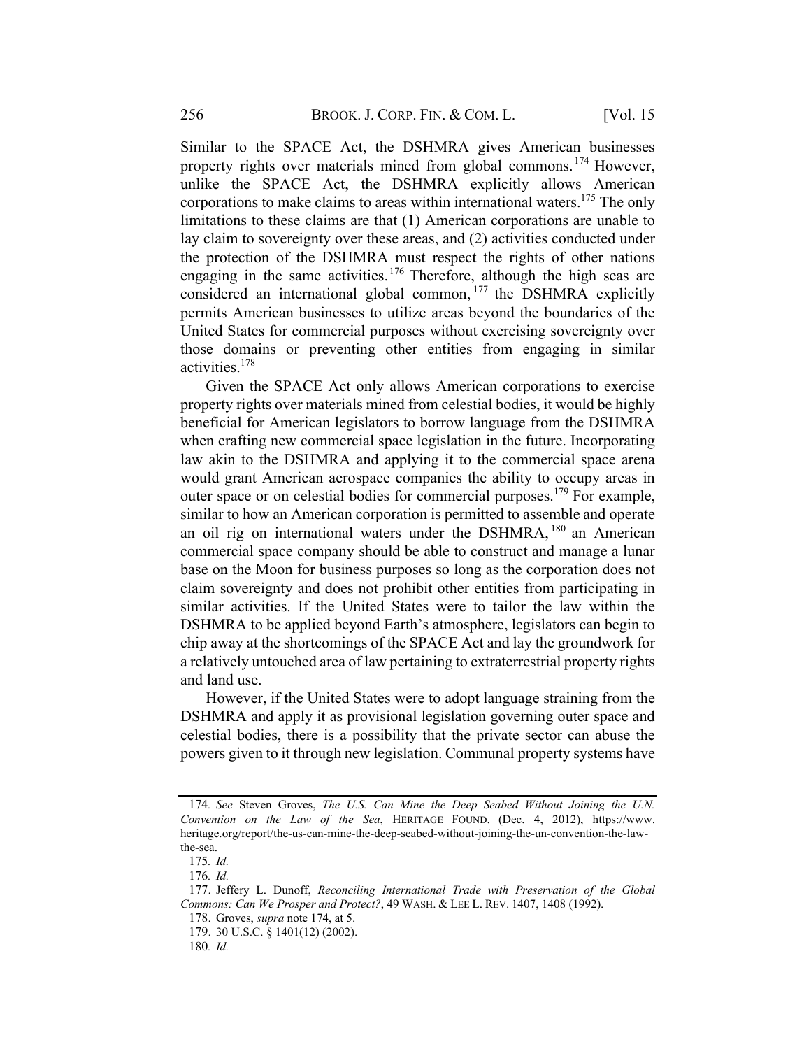Similar to the SPACE Act, the DSHMRA gives American businesses property rights over materials mined from global commons.[174] However, unlike the SPACE Act, the DSHMRA explicitly allows American corporations to make claims to areas within international waters.[175] The only limitations to these claims are that (1) American corporations are unable to lay claim to sovereignty over these areas, and (2) activities conducted under the protection of the DSHMRA must respect the rights of other nations engaging in the same activities.[176] Therefore, although the high seas are considered an international global common,[177] the DSHMRA explicitly permits American businesses to utilize areas beyond the boundaries of the United States for commercial purposes without exercising sovereignty over those domains or preventing other entities from engaging in similar activities.[178]

Given the SPACE Act only allows American corporations to exercise property rights over materials mined from celestial bodies, it would be highly beneficial for American legislators to borrow language from the DSHMRA when crafting new commercial space legislation in the future. Incorporating law akin to the DSHMRA and applying it to the commercial space arena would grant American aerospace companies the ability to occupy areas in outer space or on celestial bodies for commercial purposes.[179] For example, similar to how an American corporation is permitted to assemble and operate an oil rig on international waters under the DSHMRA,[180] an American commercial space company should be able to construct and manage a lunar base on the Moon for business purposes so long as the corporation does not claim sovereignty and does not prohibit other entities from participating in similar activities. If the United States were to tailor the law within the DSHMRA to be applied beyond Earth's atmosphere, legislators can begin to chip away at the shortcomings of the SPACE Act and lay the groundwork for a relatively untouched area of law pertaining to extraterrestrial property rights and land use.

However, if the United States were to adopt language straining from the DSHMRA and apply it as provisional legislation governing outer space and celestial bodies, there is a possibility that the private sector can abuse the powers given to it through new legislation. Communal property systems have

---

174. *See* Steven Groves, *The U.S. Can Mine the Deep Seabed Without Joining the U.N. Convention on the Law of the Sea*, HERITAGE FOUND. (Dec. 4, 2012), https://www.heritage.org/report/the-us-can-mine-the-deep-seabed-without-joining-the-un-convention-the-law-the-sea.

175. *Id.*

176. *Id.*

177. Jeffery L. Dunoff, *Reconciling International Trade with Preservation of the Global Commons: Can We Prosper and Protect?*, 49 WASH. & LEE L. REV. 1407, 1408 (1992).

178. Groves, *supra* note 174, at 5.

179. 30 U.S.C. § 1401(12) (2002).

180. *Id.*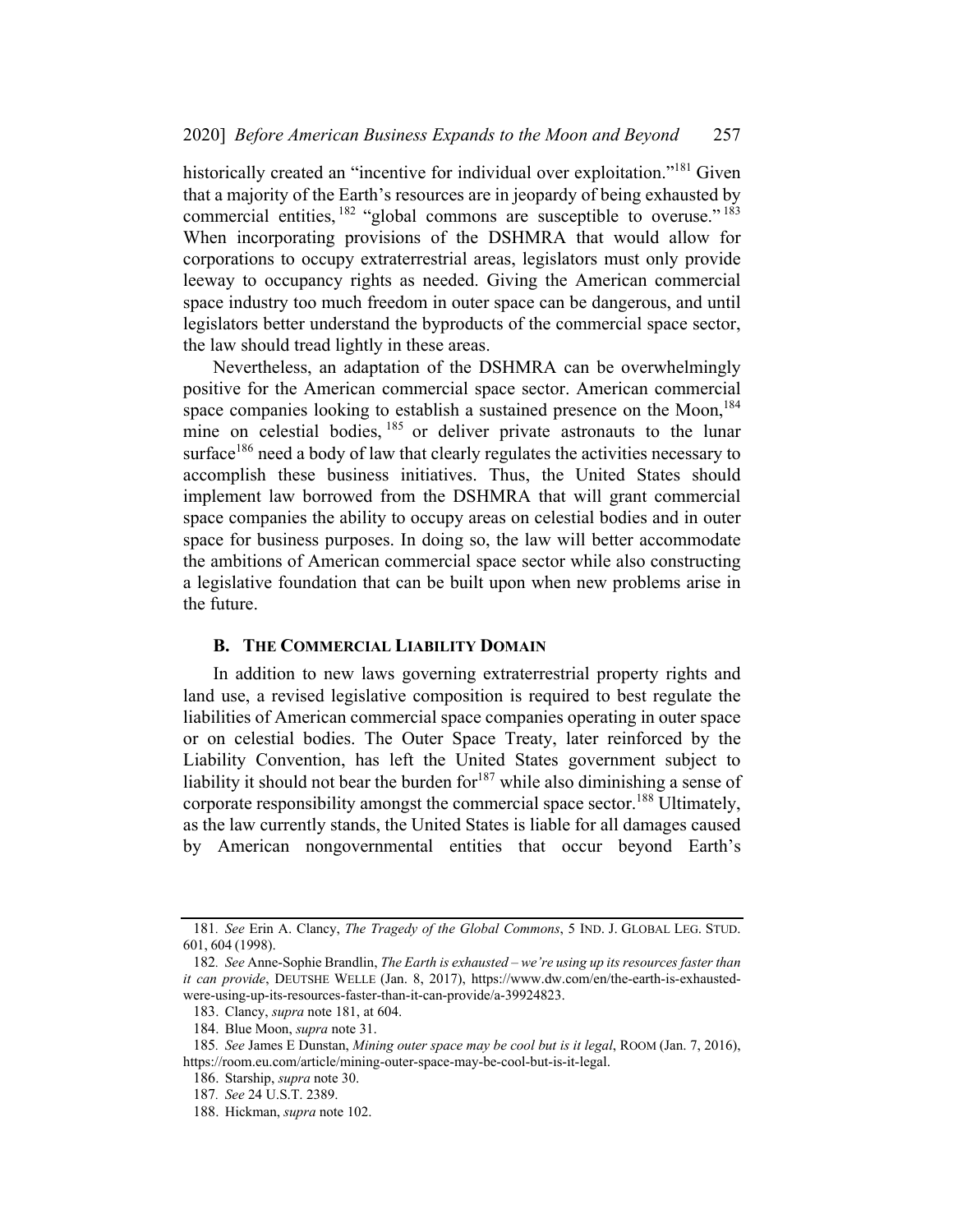historically created an "incentive for individual over exploitation."[181] Given that a majority of the Earth's resources are in jeopardy of being exhausted by commercial entities,[182] "global commons are susceptible to overuse."[183] When incorporating provisions of the DSHMRA that would allow for corporations to occupy extraterrestrial areas, legislators must only provide leeway to occupancy rights as needed. Giving the American commercial space industry too much freedom in outer space can be dangerous, and until legislators better understand the byproducts of the commercial space sector, the law should tread lightly in these areas.

Nevertheless, an adaptation of the DSHMRA can be overwhelmingly positive for the American commercial space sector. American commercial space companies looking to establish a sustained presence on the Moon,[184] mine on celestial bodies,[185] or deliver private astronauts to the lunar surface[186] need a body of law that clearly regulates the activities necessary to accomplish these business initiatives. Thus, the United States should implement law borrowed from the DSHMRA that will grant commercial space companies the ability to occupy areas on celestial bodies and in outer space for business purposes. In doing so, the law will better accommodate the ambitions of American commercial space sector while also constructing a legislative foundation that can be built upon when new problems arise in the future.

### B. THE COMMERCIAL LIABILITY DOMAIN

In addition to new laws governing extraterrestrial property rights and land use, a revised legislative composition is required to best regulate the liabilities of American commercial space companies operating in outer space or on celestial bodies. The Outer Space Treaty, later reinforced by the Liability Convention, has left the United States government subject to liability it should not bear the burden for[187] while also diminishing a sense of corporate responsibility amongst the commercial space sector.[188] Ultimately, as the law currently stands, the United States is liable for all damages caused by American nongovernmental entities that occur beyond Earth's

---

181. *See* Erin A. Clancy, *The Tragedy of the Global Commons*, 5 IND. J. GLOBAL LEG. STUD. 601, 604 (1998).

182. *See* Anne-Sophie Brandlin, *The Earth is exhausted – we're using up its resources faster than it can provide*, DEUTSHE WELLE (Jan. 8, 2017), https://www.dw.com/en/the-earth-is-exhausted-were-using-up-its-resources-faster-than-it-can-provide/a-39924823.

183. Clancy, *supra* note 181, at 604.

184. Blue Moon, *supra* note 31.

185. *See* James E Dunstan, *Mining outer space may be cool but is it legal*, ROOM (Jan. 7, 2016), https://room.eu.com/article/mining-outer-space-may-be-cool-but-is-it-legal.

186. Starship, *supra* note 30.

187. *See* 24 U.S.T. 2389.

188. Hickman, *supra* note 102.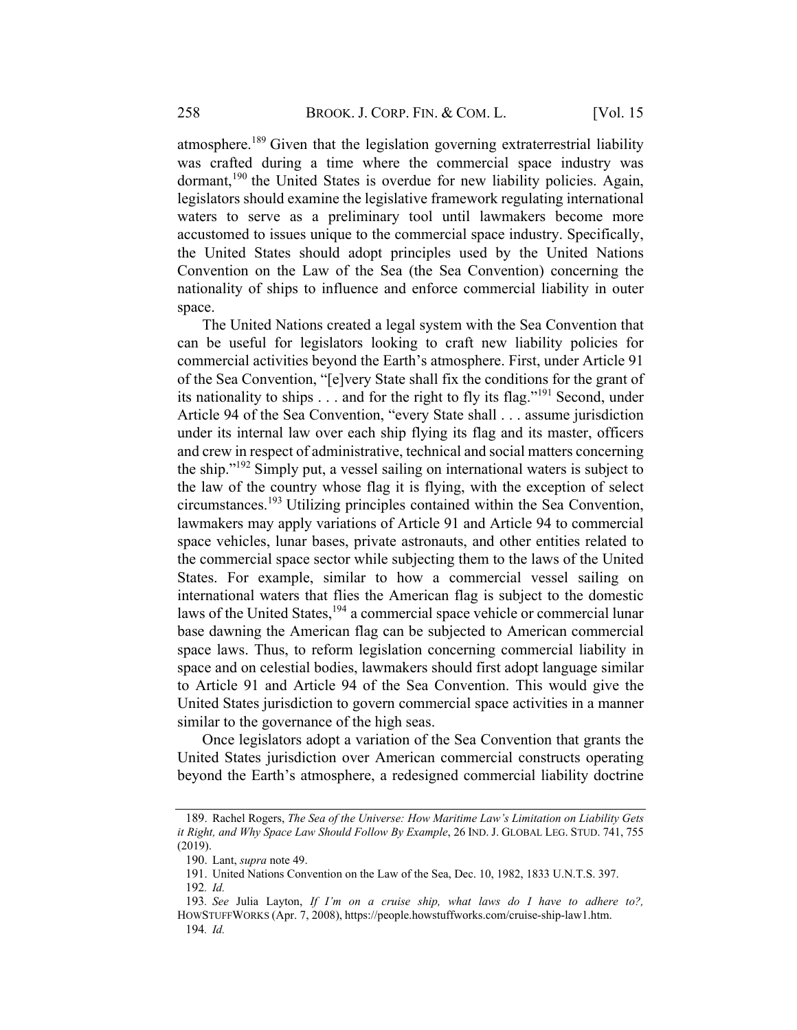atmosphere.[189] Given that the legislation governing extraterrestrial liability was crafted during a time where the commercial space industry was dormant,[190] the United States is overdue for new liability policies. Again, legislators should examine the legislative framework regulating international waters to serve as a preliminary tool until lawmakers become more accustomed to issues unique to the commercial space industry. Specifically, the United States should adopt principles used by the United Nations Convention on the Law of the Sea (the Sea Convention) concerning the nationality of ships to influence and enforce commercial liability in outer space.

The United Nations created a legal system with the Sea Convention that can be useful for legislators looking to craft new liability policies for commercial activities beyond the Earth's atmosphere. First, under Article 91 of the Sea Convention, "[e]very State shall fix the conditions for the grant of its nationality to ships . . . and for the right to fly its flag."[191] Second, under Article 94 of the Sea Convention, "every State shall . . . assume jurisdiction under its internal law over each ship flying its flag and its master, officers and crew in respect of administrative, technical and social matters concerning the ship."[192] Simply put, a vessel sailing on international waters is subject to the law of the country whose flag it is flying, with the exception of select circumstances.[193] Utilizing principles contained within the Sea Convention, lawmakers may apply variations of Article 91 and Article 94 to commercial space vehicles, lunar bases, private astronauts, and other entities related to the commercial space sector while subjecting them to the laws of the United States. For example, similar to how a commercial vessel sailing on international waters that flies the American flag is subject to the domestic laws of the United States,[194] a commercial space vehicle or commercial lunar base dawning the American flag can be subjected to American commercial space laws. Thus, to reform legislation concerning commercial liability in space and on celestial bodies, lawmakers should first adopt language similar to Article 91 and Article 94 of the Sea Convention. This would give the United States jurisdiction to govern commercial space activities in a manner similar to the governance of the high seas.

Once legislators adopt a variation of the Sea Convention that grants the United States jurisdiction over American commercial constructs operating beyond the Earth's atmosphere, a redesigned commercial liability doctrine

---

189. Rachel Rogers, *The Sea of the Universe: How Maritime Law's Limitation on Liability Gets it Right, and Why Space Law Should Follow By Example*, 26 IND. J. GLOBAL LEG. STUD. 741, 755 (2019).

190. Lant, *supra* note 49.

191. United Nations Convention on the Law of the Sea, Dec. 10, 1982, 1833 U.N.T.S. 397.

192. *Id.*

193. *See* Julia Layton, *If I'm on a cruise ship, what laws do I have to adhere to?,* HOWSTUFFWORKS (Apr. 7, 2008), https://people.howstuffworks.com/cruise-ship-law1.htm.

194. *Id.*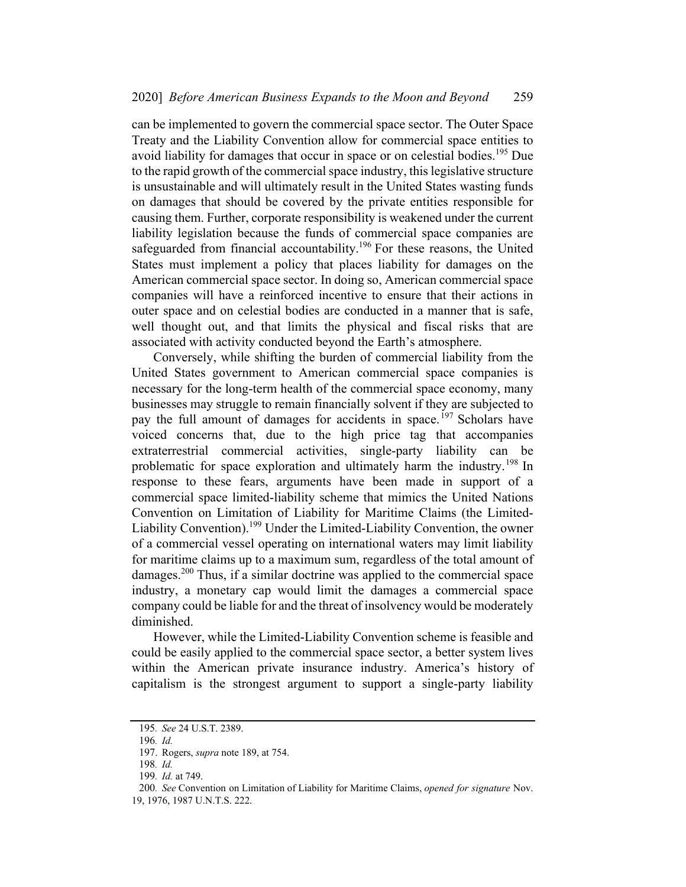can be implemented to govern the commercial space sector. The Outer Space Treaty and the Liability Convention allow for commercial space entities to avoid liability for damages that occur in space or on celestial bodies.[195] Due to the rapid growth of the commercial space industry, this legislative structure is unsustainable and will ultimately result in the United States wasting funds on damages that should be covered by the private entities responsible for causing them. Further, corporate responsibility is weakened under the current liability legislation because the funds of commercial space companies are safeguarded from financial accountability.[196] For these reasons, the United States must implement a policy that places liability for damages on the American commercial space sector. In doing so, American commercial space companies will have a reinforced incentive to ensure that their actions in outer space and on celestial bodies are conducted in a manner that is safe, well thought out, and that limits the physical and fiscal risks that are associated with activity conducted beyond the Earth's atmosphere.

Conversely, while shifting the burden of commercial liability from the United States government to American commercial space companies is necessary for the long-term health of the commercial space economy, many businesses may struggle to remain financially solvent if they are subjected to pay the full amount of damages for accidents in space.[197] Scholars have voiced concerns that, due to the high price tag that accompanies extraterrestrial commercial activities, single-party liability can be problematic for space exploration and ultimately harm the industry.[198] In response to these fears, arguments have been made in support of a commercial space limited-liability scheme that mimics the United Nations Convention on Limitation of Liability for Maritime Claims (the Limited-Liability Convention).[199] Under the Limited-Liability Convention, the owner of a commercial vessel operating on international waters may limit liability for maritime claims up to a maximum sum, regardless of the total amount of damages.[200] Thus, if a similar doctrine was applied to the commercial space industry, a monetary cap would limit the damages a commercial space company could be liable for and the threat of insolvency would be moderately diminished.

However, while the Limited-Liability Convention scheme is feasible and could be easily applied to the commercial space sector, a better system lives within the American private insurance industry. America's history of capitalism is the strongest argument to support a single-party liability

---

195. *See* 24 U.S.T. 2389.

196. *Id.*

197. Rogers, *supra* note 189, at 754.

198. *Id.*

199. *Id.* at 749.

200. *See* Convention on Limitation of Liability for Maritime Claims, *opened for signature* Nov. 19, 1976, 1987 U.N.T.S. 222.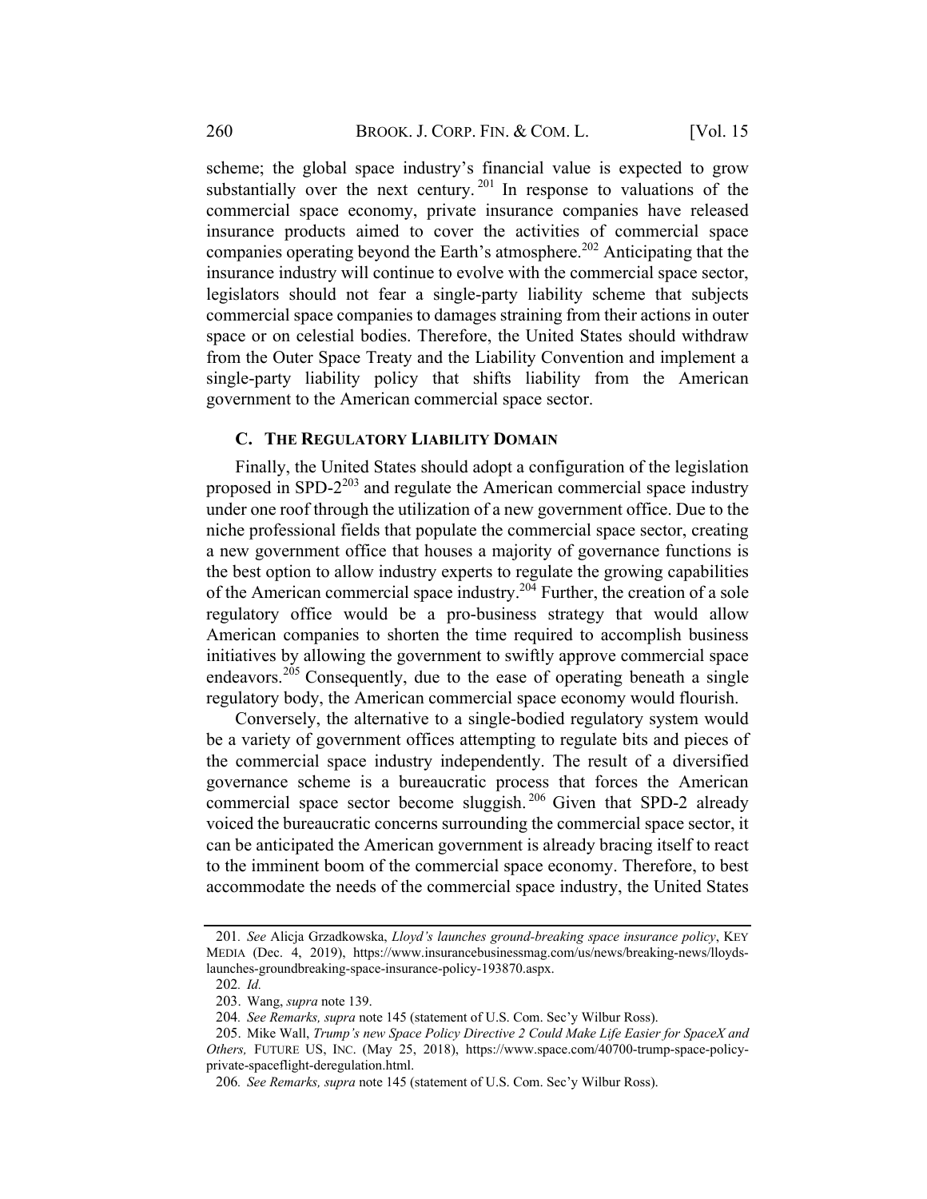scheme; the global space industry's financial value is expected to grow substantially over the next century.[201] In response to valuations of the commercial space economy, private insurance companies have released insurance products aimed to cover the activities of commercial space companies operating beyond the Earth's atmosphere.[202] Anticipating that the insurance industry will continue to evolve with the commercial space sector, legislators should not fear a single-party liability scheme that subjects commercial space companies to damages straining from their actions in outer space or on celestial bodies. Therefore, the United States should withdraw from the Outer Space Treaty and the Liability Convention and implement a single-party liability policy that shifts liability from the American government to the American commercial space sector.

### C. THE REGULATORY LIABILITY DOMAIN

Finally, the United States should adopt a configuration of the legislation proposed in SPD-2[203] and regulate the American commercial space industry under one roof through the utilization of a new government office. Due to the niche professional fields that populate the commercial space sector, creating a new government office that houses a majority of governance functions is the best option to allow industry experts to regulate the growing capabilities of the American commercial space industry.[204] Further, the creation of a sole regulatory office would be a pro-business strategy that would allow American companies to shorten the time required to accomplish business initiatives by allowing the government to swiftly approve commercial space endeavors.[205] Consequently, due to the ease of operating beneath a single regulatory body, the American commercial space economy would flourish.

Conversely, the alternative to a single-bodied regulatory system would be a variety of government offices attempting to regulate bits and pieces of the commercial space industry independently. The result of a diversified governance scheme is a bureaucratic process that forces the American commercial space sector become sluggish.[206] Given that SPD-2 already voiced the bureaucratic concerns surrounding the commercial space sector, it can be anticipated the American government is already bracing itself to react to the imminent boom of the commercial space economy. Therefore, to best accommodate the needs of the commercial space industry, the United States

---

201. *See* Alicja Grzadkowska, *Lloyd's launches ground-breaking space insurance policy*, KEY MEDIA (Dec. 4, 2019), https://www.insurancebusinessmag.com/us/news/breaking-news/lloyds-launches-groundbreaking-space-insurance-policy-193870.aspx.

202. *Id.*

203. Wang, *supra* note 139.

204. *See Remarks, supra* note 145 (statement of U.S. Com. Sec'y Wilbur Ross).

205. Mike Wall, *Trump's new Space Policy Directive 2 Could Make Life Easier for SpaceX and Others,* FUTURE US, INC. (May 25, 2018), https://www.space.com/40700-trump-space-policy-private-spaceflight-deregulation.html.

206. *See Remarks, supra* note 145 (statement of U.S. Com. Sec'y Wilbur Ross).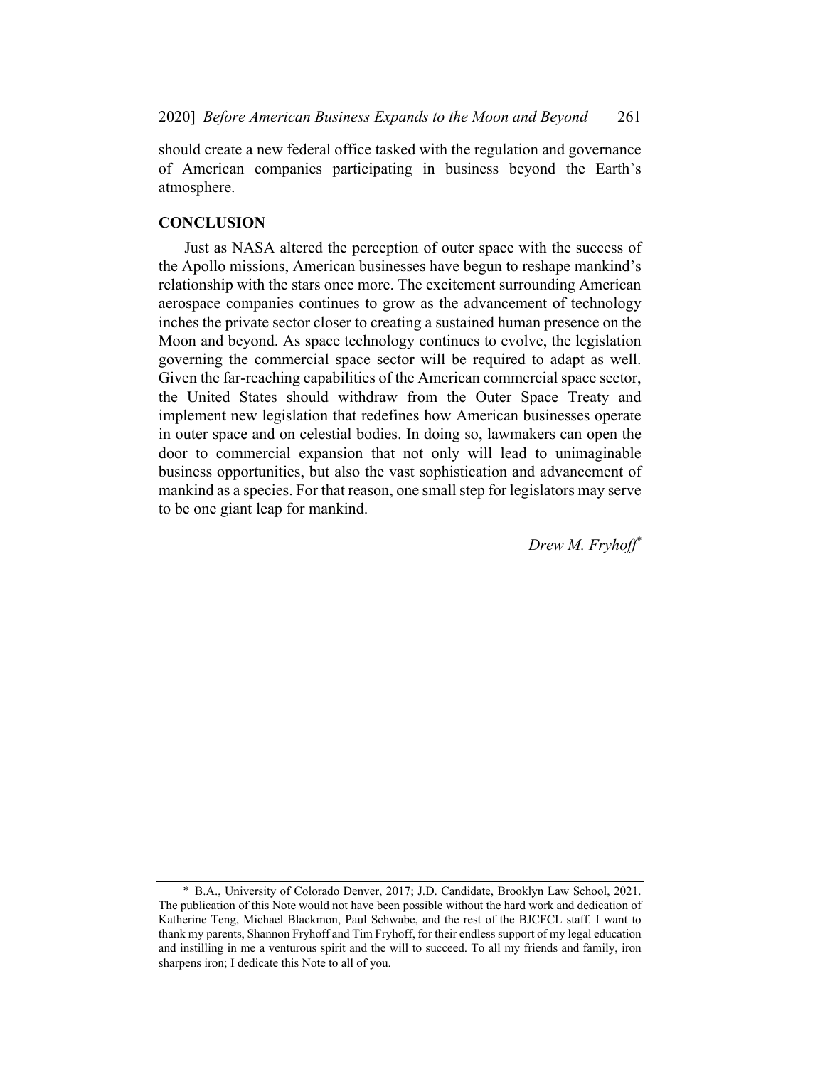should create a new federal office tasked with the regulation and governance of American companies participating in business beyond the Earth's atmosphere.

## CONCLUSION

Just as NASA altered the perception of outer space with the success of the Apollo missions, American businesses have begun to reshape mankind's relationship with the stars once more. The excitement surrounding American aerospace companies continues to grow as the advancement of technology inches the private sector closer to creating a sustained human presence on the Moon and beyond. As space technology continues to evolve, the legislation governing the commercial space sector will be required to adapt as well. Given the far-reaching capabilities of the American commercial space sector, the United States should withdraw from the Outer Space Treaty and implement new legislation that redefines how American businesses operate in outer space and on celestial bodies. In doing so, lawmakers can open the door to commercial expansion that not only will lead to unimaginable business opportunities, but also the vast sophistication and advancement of mankind as a species. For that reason, one small step for legislators may serve to be one giant leap for mankind.

*Drew M. Fryhoff*[*]

---

* B.A., University of Colorado Denver, 2017; J.D. Candidate, Brooklyn Law School, 2021. The publication of this Note would not have been possible without the hard work and dedication of Katherine Teng, Michael Blackmon, Paul Schwabe, and the rest of the BJCFCL staff. I want to thank my parents, Shannon Fryhoff and Tim Fryhoff, for their endless support of my legal education and instilling in me a venturous spirit and the will to succeed. To all my friends and family, iron sharpens iron; I dedicate this Note to all of you.